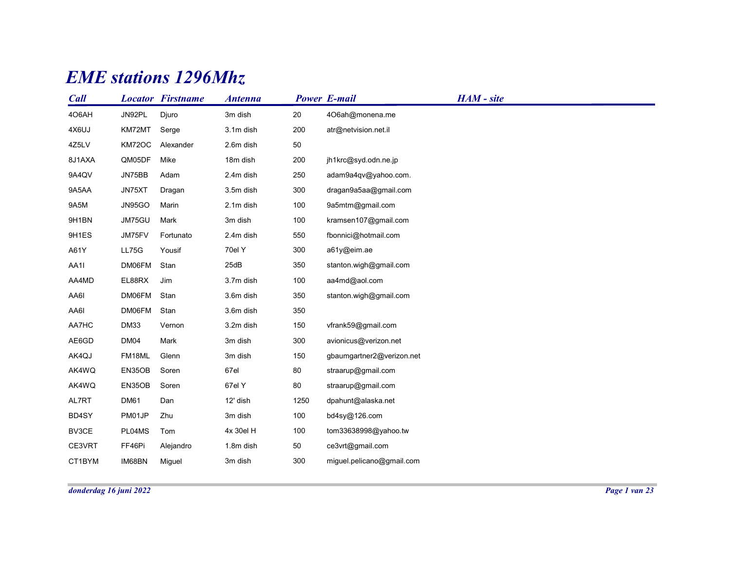# EME stations 1296Mhz

| Call | Locator | Firstname | Antenna | Power | E-mail | HAM - site |
|---|---|---|---|---|---|---|
| 4O6AH | JN92PL | Djuro | 3m dish | 20 | 4O6ah@monena.me | |
| 4X6UJ | KM72MT | Serge | 3.1m dish | 200 | atr@netvision.net.il | |
| 4Z5LV | KM72OC | Alexander | 2.6m dish | 50 | | |
| 8J1AXA | QM05DF | Mike | 18m dish | 200 | jh1krc@syd.odn.ne.jp | |
| 9A4QV | JN75BB | Adam | 2.4m dish | 250 | adam9a4qv@yahoo.com. | |
| 9A5AA | JN75XT | Dragan | 3.5m dish | 300 | dragan9a5aa@gmail.com | |
| 9A5M | JN95GO | Marin | 2.1m dish | 100 | 9a5mtm@gmail.com | |
| 9H1BN | JM75GU | Mark | 3m dish | 100 | kramsen107@gmail.com | |
| 9H1ES | JM75FV | Fortunato | 2.4m dish | 550 | fbonnici@hotmail.com | |
| A61Y | LL75G | Yousif | 70el Y | 300 | a61y@eim.ae | |
| AA1I | DM06FM | Stan | 25dB | 350 | stanton.wigh@gmail.com | |
| AA4MD | EL88RX | Jim | 3.7m dish | 100 | aa4md@aol.com | |
| AA6I | DM06FM | Stan | 3.6m dish | 350 | stanton.wigh@gmail.com | |
| AA6I | DM06FM | Stan | 3.6m dish | 350 | | |
| AA7HC | DM33 | Vernon | 3.2m dish | 150 | vfrank59@gmail.com | |
| AE6GD | DM04 | Mark | 3m dish | 300 | avionicus@verizon.net | |
| AK4QJ | FM18ML | Glenn | 3m dish | 150 | gbaumgartner2@verizon.net | |
| AK4WQ | EN35OB | Soren | 67el | 80 | straarup@gmail.com | |
| AK4WQ | EN35OB | Soren | 67el Y | 80 | straarup@gmail.com | |
| AL7RT | DM61 | Dan | 12' dish | 1250 | dpahunt@alaska.net | |
| BD4SY | PM01JP | Zhu | 3m dish | 100 | bd4sy@126.com | |
| BV3CE | PL04MS | Tom | 4x 30el H | 100 | tom33638998@yahoo.tw | |
| CE3VRT | FF46Pi | Alejandro | 1.8m dish | 50 | ce3vrt@gmail.com | |
| CT1BYM | IM68BN | Miguel | 3m dish | 300 | miguel.pelicano@gmail.com | |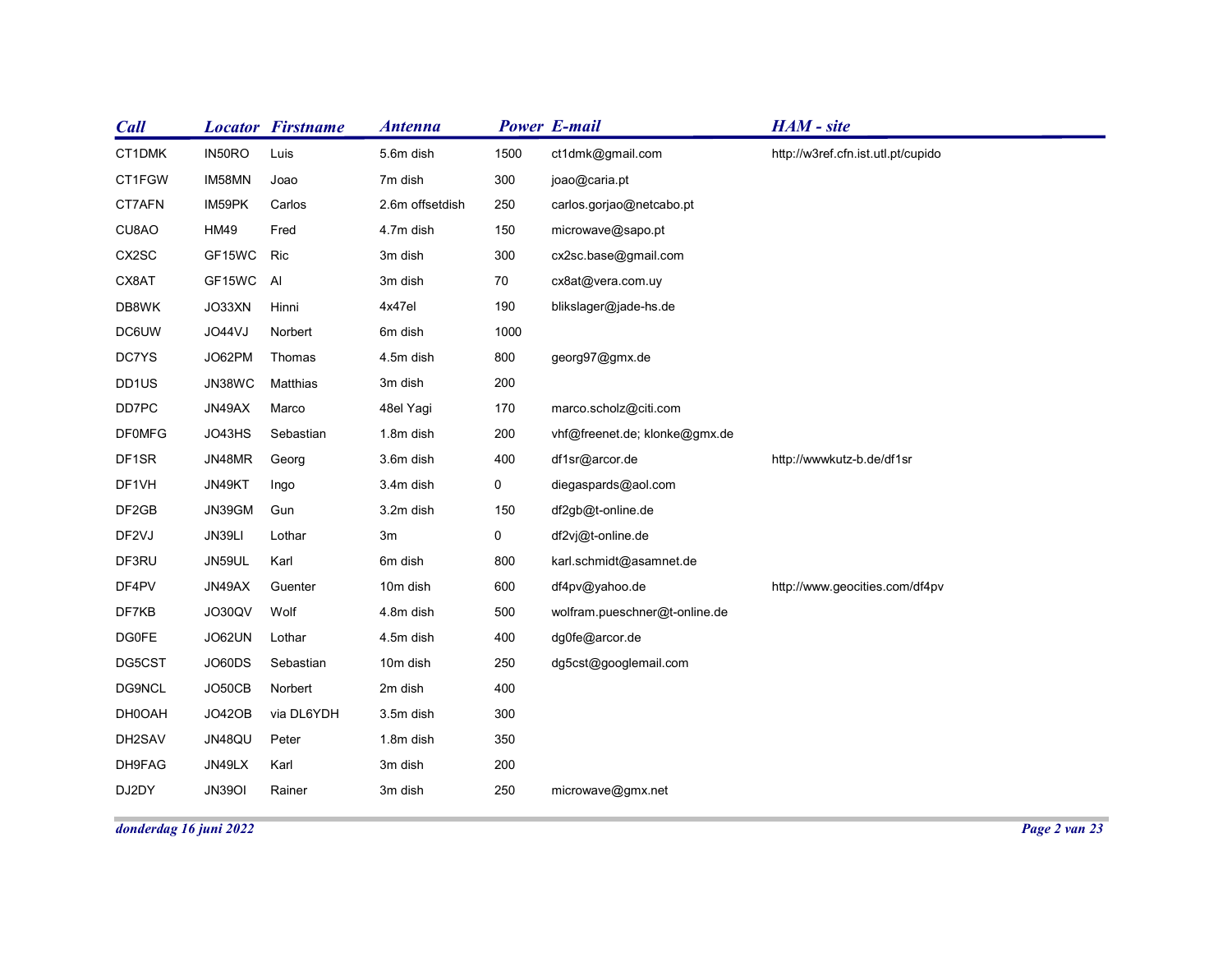| Call | Locator | Firstname | Antenna | Power | E-mail | HAM - site |
|---|---|---|---|---|---|---|
| CT1DMK | IN50RO | Luis | 5.6m dish | 1500 | ct1dmk@gmail.com | http://w3ref.cfn.ist.utl.pt/cupido |
| CT1FGW | IM58MN | Joao | 7m dish | 300 | joao@caria.pt | |
| CT7AFN | IM59PK | Carlos | 2.6m offsetdish | 250 | carlos.gorjao@netcabo.pt | |
| CU8AO | HM49 | Fred | 4.7m dish | 150 | microwave@sapo.pt | |
| CX2SC | GF15WC | Ric | 3m dish | 300 | cx2sc.base@gmail.com | |
| CX8AT | GF15WC | Al | 3m dish | 70 | cx8at@vera.com.uy | |
| DB8WK | JO33XN | Hinni | 4x47el | 190 | blikslager@jade-hs.de | |
| DC6UW | JO44VJ | Norbert | 6m dish | 1000 | | |
| DC7YS | JO62PM | Thomas | 4.5m dish | 800 | georg97@gmx.de | |
| DD1US | JN38WC | Matthias | 3m dish | 200 | | |
| DD7PC | JN49AX | Marco | 48el Yagi | 170 | marco.scholz@citi.com | |
| DF0MFG | JO43HS | Sebastian | 1.8m dish | 200 | vhf@freenet.de; klonke@gmx.de | |
| DF1SR | JN48MR | Georg | 3.6m dish | 400 | df1sr@arcor.de | http://wwwkutz-b.de/df1sr |
| DF1VH | JN49KT | Ingo | 3.4m dish | 0 | diegaspards@aol.com | |
| DF2GB | JN39GM | Gun | 3.2m dish | 150 | df2gb@t-online.de | |
| DF2VJ | JN39LI | Lothar | 3m | 0 | df2vj@t-online.de | |
| DF3RU | JN59UL | Karl | 6m dish | 800 | karl.schmidt@asamnet.de | |
| DF4PV | JN49AX | Guenter | 10m dish | 600 | df4pv@yahoo.de | http://www.geocities.com/df4pv |
| DF7KB | JO30QV | Wolf | 4.8m dish | 500 | wolfram.pueschner@t-online.de | |
| DG0FE | JO62UN | Lothar | 4.5m dish | 400 | dg0fe@arcor.de | |
| DG5CST | JO60DS | Sebastian | 10m dish | 250 | dg5cst@googlemail.com | |
| DG9NCL | JO50CB | Norbert | 2m dish | 400 | | |
| DH0OAH | JO42OB | via DL6YDH | 3.5m dish | 300 | | |
| DH2SAV | JN48QU | Peter | 1.8m dish | 350 | | |
| DH9FAG | JN49LX | Karl | 3m dish | 200 | | |
| DJ2DY | JN39OI | Rainer | 3m dish | 250 | microwave@gmx.net | |

*donderdag 16 juni 2022*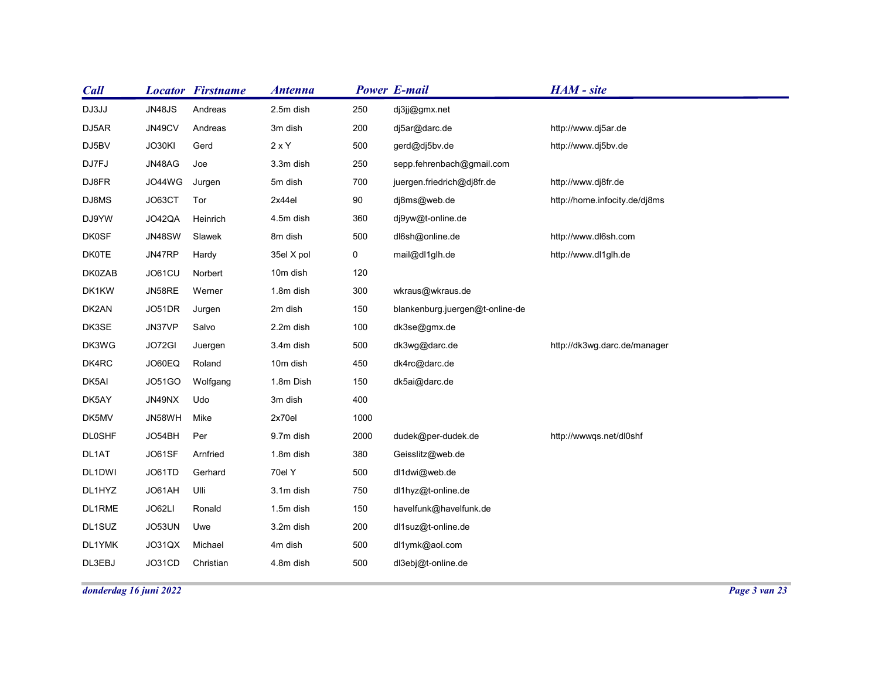| Call | Locator | Firstname | Antenna | Power | E-mail | HAM - site |
|---|---|---|---|---|---|---|
| DJ3JJ | JN48JS | Andreas | 2.5m dish | 250 | dj3jj@gmx.net | |
| DJ5AR | JN49CV | Andreas | 3m dish | 200 | dj5ar@darc.de | http://www.dj5ar.de |
| DJ5BV | JO30KI | Gerd | 2 x Y | 500 | gerd@dj5bv.de | http://www.dj5bv.de |
| DJ7FJ | JN48AG | Joe | 3.3m dish | 250 | sepp.fehrenbach@gmail.com | |
| DJ8FR | JO44WG | Jurgen | 5m dish | 700 | juergen.friedrich@dj8fr.de | http://www.dj8fr.de |
| DJ8MS | JO63CT | Tor | 2x44el | 90 | dj8ms@web.de | http://home.infocity.de/dj8ms |
| DJ9YW | JO42QA | Heinrich | 4.5m dish | 360 | dj9yw@t-online.de | |
| DK0SF | JN48SW | Slawek | 8m dish | 500 | dl6sh@online.de | http://www.dl6sh.com |
| DK0TE | JN47RP | Hardy | 35el X pol | 0 | mail@dl1glh.de | http://www.dl1glh.de |
| DK0ZAB | JO61CU | Norbert | 10m dish | 120 | | |
| DK1KW | JN58RE | Werner | 1.8m dish | 300 | wkraus@wkraus.de | |
| DK2AN | JO51DR | Jurgen | 2m dish | 150 | blankenburg.juergen@t-online-de | |
| DK3SE | JN37VP | Salvo | 2.2m dish | 100 | dk3se@gmx.de | |
| DK3WG | JO72GI | Juergen | 3.4m dish | 500 | dk3wg@darc.de | http://dk3wg.darc.de/manager |
| DK4RC | JO60EQ | Roland | 10m dish | 450 | dk4rc@darc.de | |
| DK5AI | JO51GO | Wolfgang | 1.8m Dish | 150 | dk5ai@darc.de | |
| DK5AY | JN49NX | Udo | 3m dish | 400 | | |
| DK5MV | JN58WH | Mike | 2x70el | 1000 | | |
| DL0SHF | JO54BH | Per | 9.7m dish | 2000 | dudek@per-dudek.de | http://wwwqs.net/dl0shf |
| DL1AT | JO61SF | Arnfried | 1.8m dish | 380 | Geisslitz@web.de | |
| DL1DWI | JO61TD | Gerhard | 70el Y | 500 | dl1dwi@web.de | |
| DL1HYZ | JO61AH | Ulli | 3.1m dish | 750 | dl1hyz@t-online.de | |
| DL1RME | JO62LI | Ronald | 1.5m dish | 150 | havelfunk@havelfunk.de | |
| DL1SUZ | JO53UN | Uwe | 3.2m dish | 200 | dl1suz@t-online.de | |
| DL1YMK | JO31QX | Michael | 4m dish | 500 | dl1ymk@aol.com | |
| DL3EBJ | JO31CD | Christian | 4.8m dish | 500 | dl3ebj@t-online.de | |

*donderdag 16 juni 2022*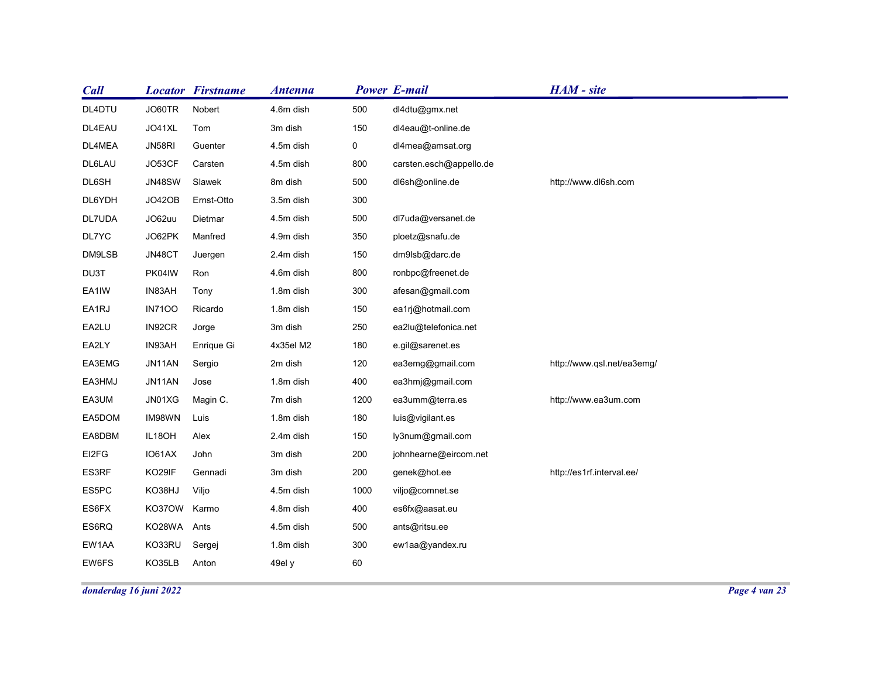| Call | Locator | Firstname | Antenna | Power | E-mail | HAM - site |
|---|---|---|---|---|---|---|
| DL4DTU | JO60TR | Nobert | 4.6m dish | 500 | dl4dtu@gmx.net | |
| DL4EAU | JO41XL | Tom | 3m dish | 150 | dl4eau@t-online.de | |
| DL4MEA | JN58RI | Guenter | 4.5m dish | 0 | dl4mea@amsat.org | |
| DL6LAU | JO53CF | Carsten | 4.5m dish | 800 | carsten.esch@appello.de | |
| DL6SH | JN48SW | Slawek | 8m dish | 500 | dl6sh@online.de | http://www.dl6sh.com |
| DL6YDH | JO42OB | Ernst-Otto | 3.5m dish | 300 | | |
| DL7UDA | JO62uu | Dietmar | 4.5m dish | 500 | dl7uda@versanet.de | |
| DL7YC | JO62PK | Manfred | 4.9m dish | 350 | ploetz@snafu.de | |
| DM9LSB | JN48CT | Juergen | 2.4m dish | 150 | dm9lsb@darc.de | |
| DU3T | PK04IW | Ron | 4.6m dish | 800 | ronbpc@freenet.de | |
| EA1IW | IN83AH | Tony | 1.8m dish | 300 | afesan@gmail.com | |
| EA1RJ | IN71OO | Ricardo | 1.8m dish | 150 | ea1rj@hotmail.com | |
| EA2LU | IN92CR | Jorge | 3m dish | 250 | ea2lu@telefonica.net | |
| EA2LY | IN93AH | Enrique Gi | 4x35el M2 | 180 | e.gil@sarenet.es | |
| EA3EMG | JN11AN | Sergio | 2m dish | 120 | ea3emg@gmail.com | http://www.qsl.net/ea3emg/ |
| EA3HMJ | JN11AN | Jose | 1.8m dish | 400 | ea3hmj@gmail.com | |
| EA3UM | JN01XG | Magin C. | 7m dish | 1200 | ea3umm@terra.es | http://www.ea3um.com |
| EA5DOM | IM98WN | Luis | 1.8m dish | 180 | luis@vigilant.es | |
| EA8DBM | IL18OH | Alex | 2.4m dish | 150 | ly3num@gmail.com | |
| EI2FG | IO61AX | John | 3m dish | 200 | johnhearne@eircom.net | |
| ES3RF | KO29IF | Gennadi | 3m dish | 200 | genek@hot.ee | http://es1rf.interval.ee/ |
| ES5PC | KO38HJ | Viljo | 4.5m dish | 1000 | viljo@comnet.se | |
| ES6FX | KO37OW | Karmo | 4.8m dish | 400 | es6fx@aasat.eu | |
| ES6RQ | KO28WA | Ants | 4.5m dish | 500 | ants@ritsu.ee | |
| EW1AA | KO33RU | Sergej | 1.8m dish | 300 | ew1aa@yandex.ru | |
| EW6FS | KO35LB | Anton | 49el y | 60 | | |

*donderdag 16 juni 2022*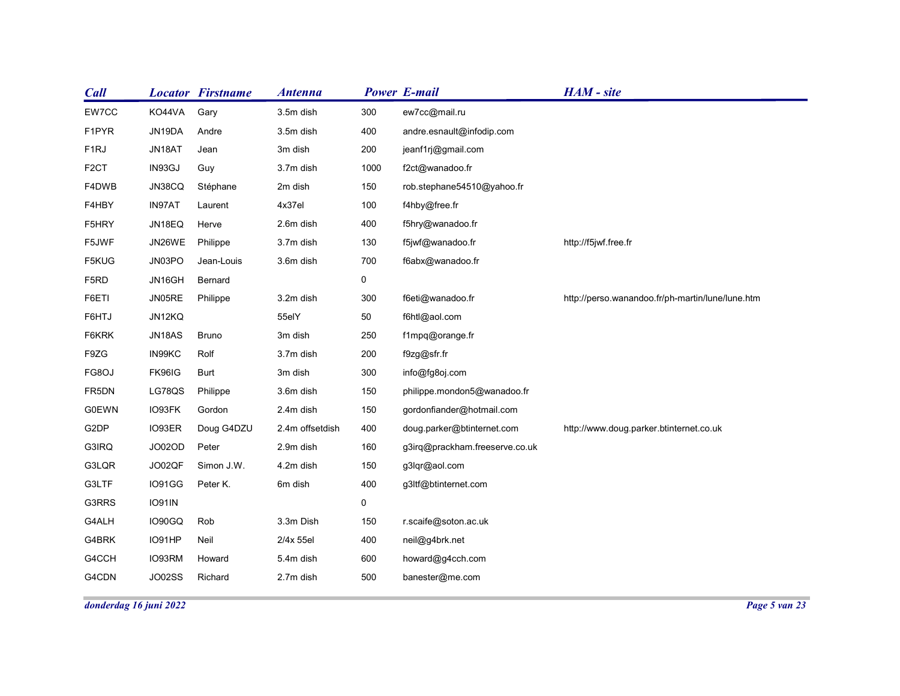| Call | Locator | Firstname | Antenna | Power | E-mail | HAM - site |
|---|---|---|---|---|---|---|
| EW7CC | KO44VA | Gary | 3.5m dish | 300 | ew7cc@mail.ru | |
| F1PYR | JN19DA | Andre | 3.5m dish | 400 | andre.esnault@infodip.com | |
| F1RJ | JN18AT | Jean | 3m dish | 200 | jeanf1rj@gmail.com | |
| F2CT | IN93GJ | Guy | 3.7m dish | 1000 | f2ct@wanadoo.fr | |
| F4DWB | JN38CQ | Stéphane | 2m dish | 150 | rob.stephane54510@yahoo.fr | |
| F4HBY | IN97AT | Laurent | 4x37el | 100 | f4hby@free.fr | |
| F5HRY | JN18EQ | Herve | 2.6m dish | 400 | f5hry@wanadoo.fr | |
| F5JWF | JN26WE | Philippe | 3.7m dish | 130 | f5jwf@wanadoo.fr | http://f5jwf.free.fr |
| F5KUG | JN03PO | Jean-Louis | 3.6m dish | 700 | f6abx@wanadoo.fr | |
| F5RD | JN16GH | Bernard | | 0 | | |
| F6ETI | JN05RE | Philippe | 3.2m dish | 300 | f6eti@wanadoo.fr | http://perso.wanandoo.fr/ph-martin/lune/lune.htm |
| F6HTJ | JN12KQ | | 55elY | 50 | f6htl@aol.com | |
| F6KRK | JN18AS | Bruno | 3m dish | 250 | f1mpq@orange.fr | |
| F9ZG | IN99KC | Rolf | 3.7m dish | 200 | f9zg@sfr.fr | |
| FG8OJ | FK96IG | Burt | 3m dish | 300 | info@fg8oj.com | |
| FR5DN | LG78QS | Philippe | 3.6m dish | 150 | philippe.mondon5@wanadoo.fr | |
| G0EWN | IO93FK | Gordon | 2.4m dish | 150 | gordonfiander@hotmail.com | |
| G2DP | IO93ER | Doug G4DZU | 2.4m offsetdish | 400 | doug.parker@btinternet.com | http://www.doug.parker.btinternet.co.uk |
| G3IRQ | JO02OD | Peter | 2.9m dish | 160 | g3irq@prackham.freeserve.co.uk | |
| G3LQR | JO02QF | Simon J.W. | 4.2m dish | 150 | g3lqr@aol.com | |
| G3LTF | IO91GG | Peter K. | 6m dish | 400 | g3ltf@btinternet.com | |
| G3RRS | IO91IN | | | 0 | | |
| G4ALH | IO90GQ | Rob | 3.3m Dish | 150 | r.scaife@soton.ac.uk | |
| G4BRK | IO91HP | Neil | 2/4x 55el | 400 | neil@g4brk.net | |
| G4CCH | IO93RM | Howard | 5.4m dish | 600 | howard@g4cch.com | |
| G4CDN | JO02SS | Richard | 2.7m dish | 500 | banester@me.com | |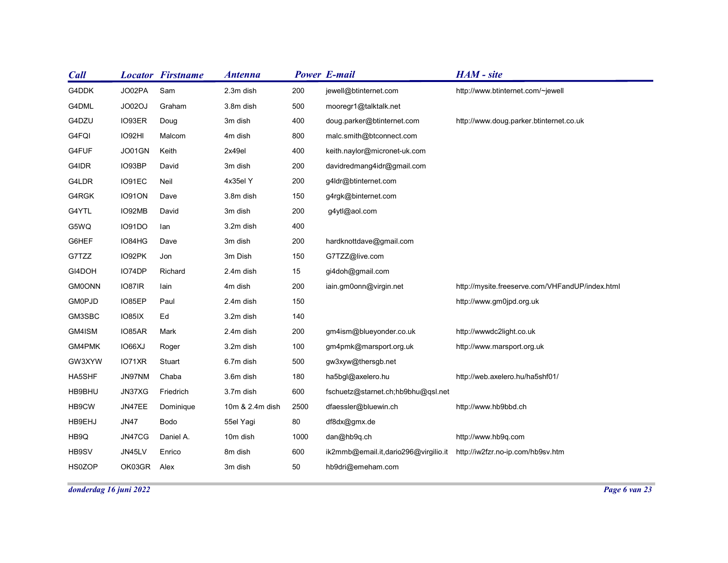| Call | Locator | Firstname | Antenna | Power | E-mail | HAM - site |
|---|---|---|---|---|---|---|
| G4DDK | JO02PA | Sam | 2.3m dish | 200 | jewell@btinternet.com | http://www.btinternet.com/~jewell |
| G4DML | JO02OJ | Graham | 3.8m dish | 500 | mooregr1@talktalk.net | |
| G4DZU | IO93ER | Doug | 3m dish | 400 | doug.parker@btinternet.com | http://www.doug.parker.btinternet.co.uk |
| G4FQI | IO92HI | Malcom | 4m dish | 800 | malc.smith@btconnect.com | |
| G4FUF | JO01GN | Keith | 2x49el | 400 | keith.naylor@micronet-uk.com | |
| G4IDR | IO93BP | David | 3m dish | 200 | davidredmang4idr@gmail.com | |
| G4LDR | IO91EC | Neil | 4x35el Y | 200 | g4ldr@btinternet.com | |
| G4RGK | IO91ON | Dave | 3.8m dish | 150 | g4rgk@binternet.com | |
| G4YTL | IO92MB | David | 3m dish | 200 | g4ytl@aol.com | |
| G5WQ | IO91DO | Ian | 3.2m dish | 400 | | |
| G6HEF | IO84HG | Dave | 3m dish | 200 | hardknottdave@gmail.com | |
| G7TZZ | IO92PK | Jon | 3m Dish | 150 | G7TZZ@live.com | |
| GI4DOH | IO74DP | Richard | 2.4m dish | 15 | gi4doh@gmail.com | |
| GM0ONN | IO87IR | Iain | 4m dish | 200 | iain.gm0onn@virgin.net | http://mysite.freeserve.com/VHFandUP/index.html |
| GM0PJD | IO85EP | Paul | 2.4m dish | 150 | | http://www.gm0jpd.org.uk |
| GM3SBC | IO85IX | Ed | 3.2m dish | 140 | | |
| GM4ISM | IO85AR | Mark | 2.4m dish | 200 | gm4ism@blueyonder.co.uk | http://wwwdc2light.co.uk |
| GM4PMK | IO66XJ | Roger | 3.2m dish | 100 | gm4pmk@marsport.org.uk | http://www.marsport.org.uk |
| GW3XYW | IO71XR | Stuart | 6.7m dish | 500 | gw3xyw@thersgb.net | |
| HA5SHF | JN97NM | Chaba | 3.6m dish | 180 | ha5bgl@axelero.hu | http://web.axelero.hu/ha5shf01/ |
| HB9BHU | JN37XG | Friedrich | 3.7m dish | 600 | fschuetz@starnet.ch;hb9bhu@qsl.net | |
| HB9CW | JN47EE | Dominique | 10m & 2.4m dish | 2500 | dfaessler@bluewin.ch | http://www.hb9bbd.ch |
| HB9EHJ | JN47 | Bodo | 55el Yagi | 80 | df8dx@gmx.de | |
| HB9Q | JN47CG | Daniel A. | 10m dish | 1000 | dan@hb9q.ch | http://www.hb9q.com |
| HB9SV | JN45LV | Enrico | 8m dish | 600 | ik2mmb@email.it,dario296@virgilio.it | http://iw2fzr.no-ip.com/hb9sv.htm |
| HS0ZOP | OK03GR | Alex | 3m dish | 50 | hb9dri@emeham.com | |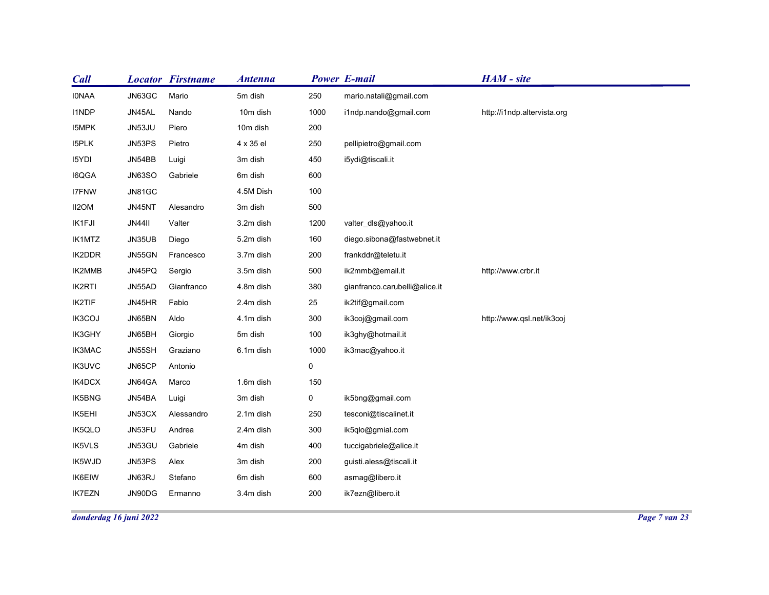| Call | Locator | Firstname | Antenna | Power | E-mail | HAM - site |
|---|---|---|---|---|---|---|
| I0NAA | JN63GC | Mario | 5m dish | 250 | mario.natali@gmail.com | |
| I1NDP | JN45AL | Nando | 10m dish | 1000 | i1ndp.nando@gmail.com | http://i1ndp.altervista.org |
| I5MPK | JN53JU | Piero | 10m dish | 200 | | |
| I5PLK | JN53PS | Pietro | 4 x 35 el | 250 | pellipietro@gmail.com | |
| I5YDI | JN54BB | Luigi | 3m dish | 450 | i5ydi@tiscali.it | |
| I6QGA | JN63SO | Gabriele | 6m dish | 600 | | |
| I7FNW | JN81GC | | 4.5M Dish | 100 | | |
| II2OM | JN45NT | Alesandro | 3m dish | 500 | | |
| IK1FJI | JN44II | Valter | 3.2m dish | 1200 | valter_dls@yahoo.it | |
| IK1MTZ | JN35UB | Diego | 5.2m dish | 160 | diego.sibona@fastwebnet.it | |
| IK2DDR | JN55GN | Francesco | 3.7m dish | 200 | frankddr@teletu.it | |
| IK2MMB | JN45PQ | Sergio | 3.5m dish | 500 | ik2mmb@email.it | http://www.crbr.it |
| IK2RTI | JN55AD | Gianfranco | 4.8m dish | 380 | gianfranco.carubelli@alice.it | |
| IK2TIF | JN45HR | Fabio | 2.4m dish | 25 | ik2tif@gmail.com | |
| IK3COJ | JN65BN | Aldo | 4.1m dish | 300 | ik3coj@gmail.com | http://www.qsl.net/ik3coj |
| IK3GHY | JN65BH | Giorgio | 5m dish | 100 | ik3ghy@hotmail.it | |
| IK3MAC | JN55SH | Graziano | 6.1m dish | 1000 | ik3mac@yahoo.it | |
| IK3UVC | JN65CP | Antonio | | 0 | | |
| IK4DCX | JN64GA | Marco | 1.6m dish | 150 | | |
| IK5BNG | JN54BA | Luigi | 3m dish | 0 | ik5bng@gmail.com | |
| IK5EHI | JN53CX | Alessandro | 2.1m dish | 250 | tesconi@tiscalinet.it | |
| IK5QLO | JN53FU | Andrea | 2.4m dish | 300 | ik5qlo@gmial.com | |
| IK5VLS | JN53GU | Gabriele | 4m dish | 400 | tuccigabriele@alice.it | |
| IK5WJD | JN53PS | Alex | 3m dish | 200 | guisti.aless@tiscali.it | |
| IK6EIW | JN63RJ | Stefano | 6m dish | 600 | asmag@libero.it | |
| IK7EZN | JN90DG | Ermanno | 3.4m dish | 200 | ik7ezn@libero.it | |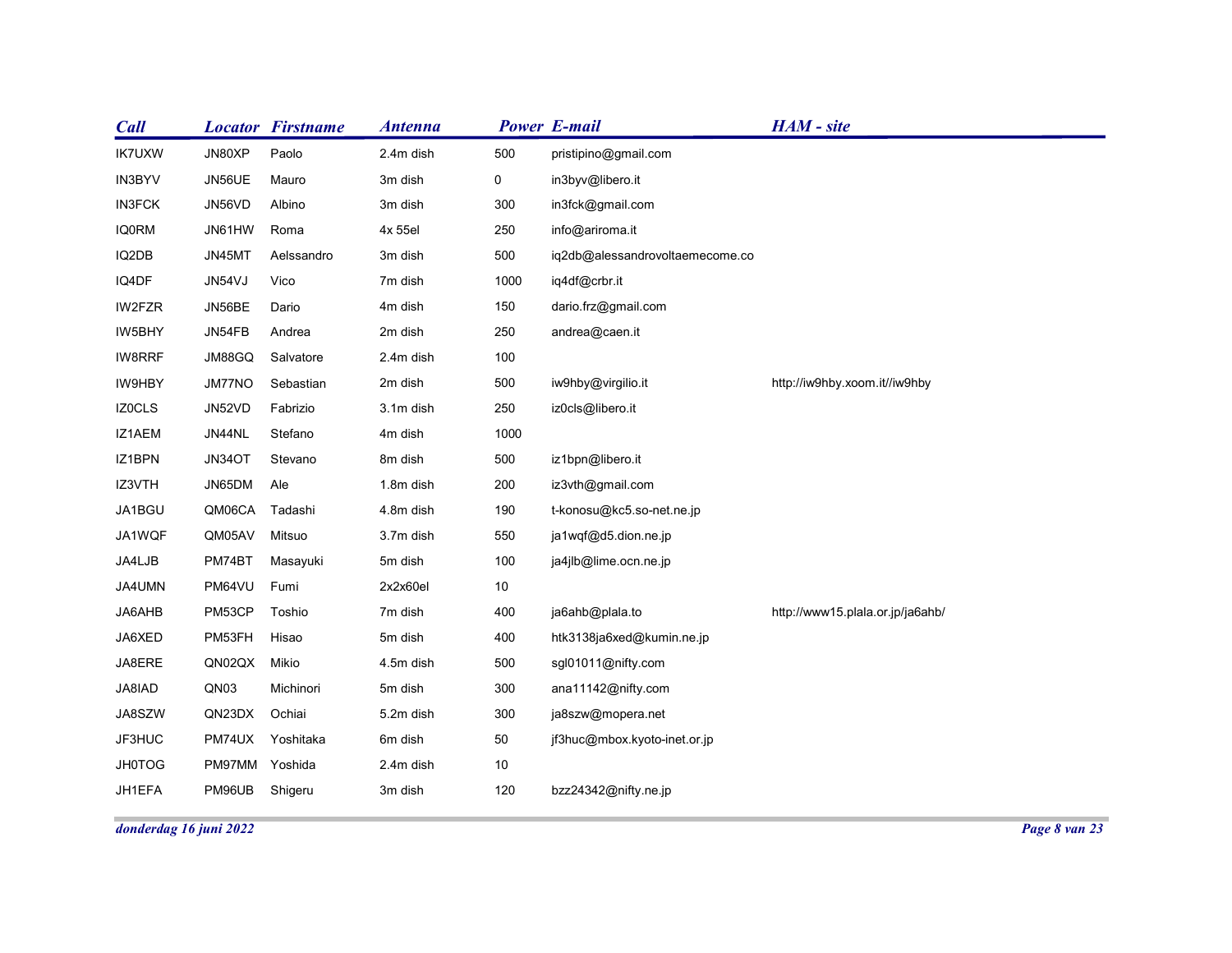| Call | Locator | Firstname | Antenna | Power | E-mail | HAM - site |
|---|---|---|---|---|---|---|
| IK7UXW | JN80XP | Paolo | 2.4m dish | 500 | pristipino@gmail.com | |
| IN3BYV | JN56UE | Mauro | 3m dish | 0 | in3byv@libero.it | |
| IN3FCK | JN56VD | Albino | 3m dish | 300 | in3fck@gmail.com | |
| IQ0RM | JN61HW | Roma | 4x 55el | 250 | info@ariroma.it | |
| IQ2DB | JN45MT | Aelssandro | 3m dish | 500 | iq2db@alessandrovoltaemecome.co | |
| IQ4DF | JN54VJ | Vico | 7m dish | 1000 | iq4df@crbr.it | |
| IW2FZR | JN56BE | Dario | 4m dish | 150 | dario.frz@gmail.com | |
| IW5BHY | JN54FB | Andrea | 2m dish | 250 | andrea@caen.it | |
| IW8RRF | JM88GQ | Salvatore | 2.4m dish | 100 | | |
| IW9HBY | JM77NO | Sebastian | 2m dish | 500 | iw9hby@virgilio.it | http://iw9hby.xoom.it//iw9hby |
| IZ0CLS | JN52VD | Fabrizio | 3.1m dish | 250 | iz0cls@libero.it | |
| IZ1AEM | JN44NL | Stefano | 4m dish | 1000 | | |
| IZ1BPN | JN34OT | Stevano | 8m dish | 500 | iz1bpn@libero.it | |
| IZ3VTH | JN65DM | Ale | 1.8m dish | 200 | iz3vth@gmail.com | |
| JA1BGU | QM06CA | Tadashi | 4.8m dish | 190 | t-konosu@kc5.so-net.ne.jp | |
| JA1WQF | QM05AV | Mitsuo | 3.7m dish | 550 | ja1wqf@d5.dion.ne.jp | |
| JA4LJB | PM74BT | Masayuki | 5m dish | 100 | ja4jlb@lime.ocn.ne.jp | |
| JA4UMN | PM64VU | Fumi | 2x2x60el | 10 | | |
| JA6AHB | PM53CP | Toshio | 7m dish | 400 | ja6ahb@plala.to | http://www15.plala.or.jp/ja6ahb/ |
| JA6XED | PM53FH | Hisao | 5m dish | 400 | htk3138ja6xed@kumin.ne.jp | |
| JA8ERE | QN02QX | Mikio | 4.5m dish | 500 | sgl01011@nifty.com | |
| JA8IAD | QN03 | Michinori | 5m dish | 300 | ana11142@nifty.com | |
| JA8SZW | QN23DX | Ochiai | 5.2m dish | 300 | ja8szw@mopera.net | |
| JF3HUC | PM74UX | Yoshitaka | 6m dish | 50 | jf3huc@mbox.kyoto-inet.or.jp | |
| JH0TOG | PM97MM | Yoshida | 2.4m dish | 10 | | |
| JH1EFA | PM96UB | Shigeru | 3m dish | 120 | bzz24342@nifty.ne.jp | |

*donderdag 16 juni 2022*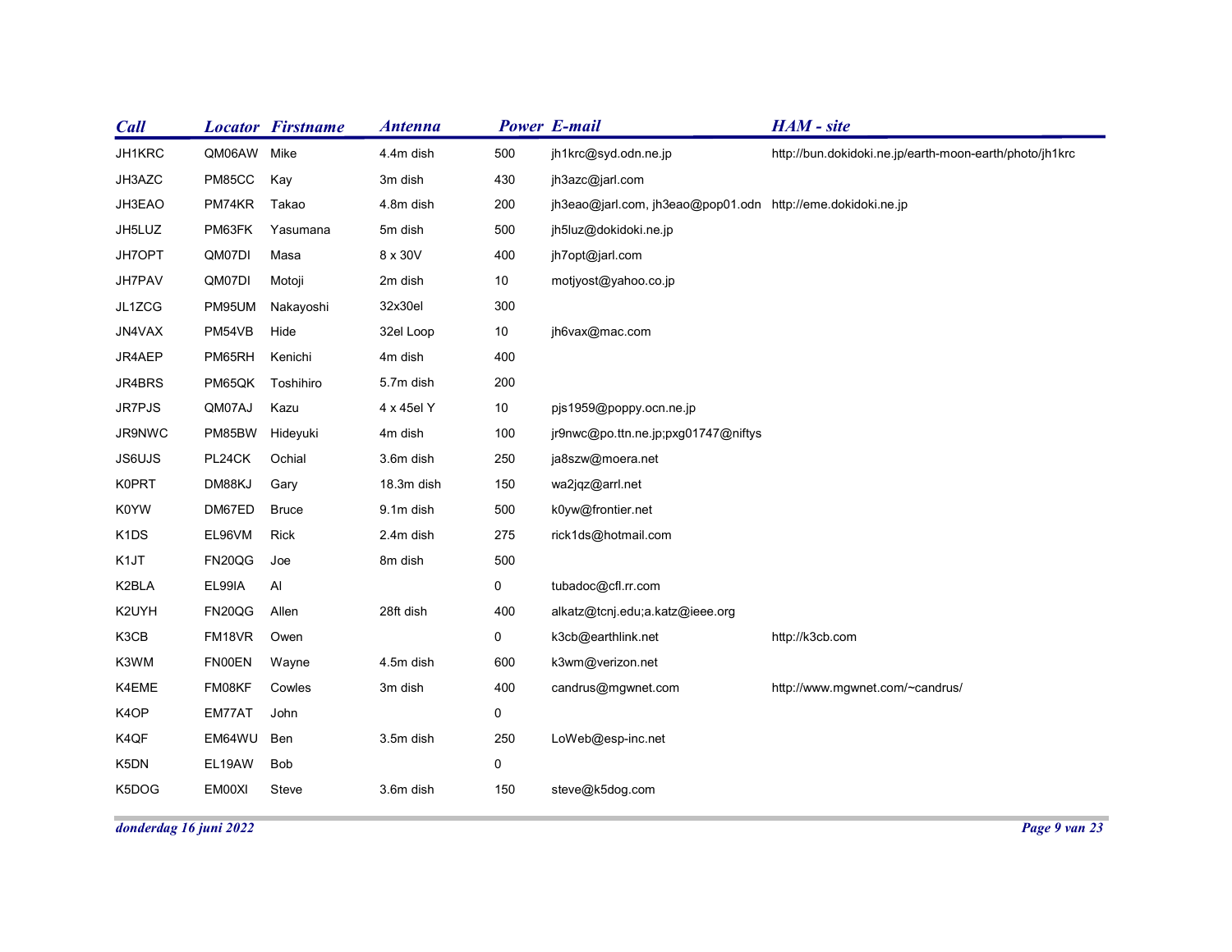| Call | Locator | Firstname | Antenna | Power | E-mail | HAM - site |
|---|---|---|---|---|---|---|
| JH1KRC | QM06AW | Mike | 4.4m dish | 500 | jh1krc@syd.odn.ne.jp | http://bun.dokidoki.ne.jp/earth-moon-earth/photo/jh1krc |
| JH3AZC | PM85CC | Kay | 3m dish | 430 | jh3azc@jarl.com | |
| JH3EAO | PM74KR | Takao | 4.8m dish | 200 | jh3eao@jarl.com, jh3eao@pop01.odn | http://eme.dokidoki.ne.jp |
| JH5LUZ | PM63FK | Yasumana | 5m dish | 500 | jh5luz@dokidoki.ne.jp | |
| JH7OPT | QM07DI | Masa | 8 x 30V | 400 | jh7opt@jarl.com | |
| JH7PAV | QM07DI | Motoji | 2m dish | 10 | motjyost@yahoo.co.jp | |
| JL1ZCG | PM95UM | Nakayoshi | 32x30el | 300 | | |
| JN4VAX | PM54VB | Hide | 32el Loop | 10 | jh6vax@mac.com | |
| JR4AEP | PM65RH | Kenichi | 4m dish | 400 | | |
| JR4BRS | PM65QK | Toshihiro | 5.7m dish | 200 | | |
| JR7PJS | QM07AJ | Kazu | 4 x 45el Y | 10 | pjs1959@poppy.ocn.ne.jp | |
| JR9NWC | PM85BW | Hideyuki | 4m dish | 100 | jr9nwc@po.ttn.ne.jp;pxg01747@niftys | |
| JS6UJS | PL24CK | Ochial | 3.6m dish | 250 | ja8szw@moera.net | |
| K0PRT | DM88KJ | Gary | 18.3m dish | 150 | wa2jqz@arrl.net | |
| K0YW | DM67ED | Bruce | 9.1m dish | 500 | k0yw@frontier.net | |
| K1DS | EL96VM | Rick | 2.4m dish | 275 | rick1ds@hotmail.com | |
| K1JT | FN20QG | Joe | 8m dish | 500 | | |
| K2BLA | EL99IA | Al | | 0 | tubadoc@cfl.rr.com | |
| K2UYH | FN20QG | Allen | 28ft dish | 400 | alkatz@tcnj.edu;a.katz@ieee.org | |
| K3CB | FM18VR | Owen | | 0 | k3cb@earthlink.net | http://k3cb.com |
| K3WM | FN00EN | Wayne | 4.5m dish | 600 | k3wm@verizon.net | |
| K4EME | FM08KF | Cowles | 3m dish | 400 | candrus@mgwnet.com | http://www.mgwnet.com/~candrus/ |
| K4OP | EM77AT | John | | 0 | | |
| K4QF | EM64WU | Ben | 3.5m dish | 250 | LoWeb@esp-inc.net | |
| K5DN | EL19AW | Bob | | 0 | | |
| K5DOG | EM00XI | Steve | 3.6m dish | 150 | steve@k5dog.com | |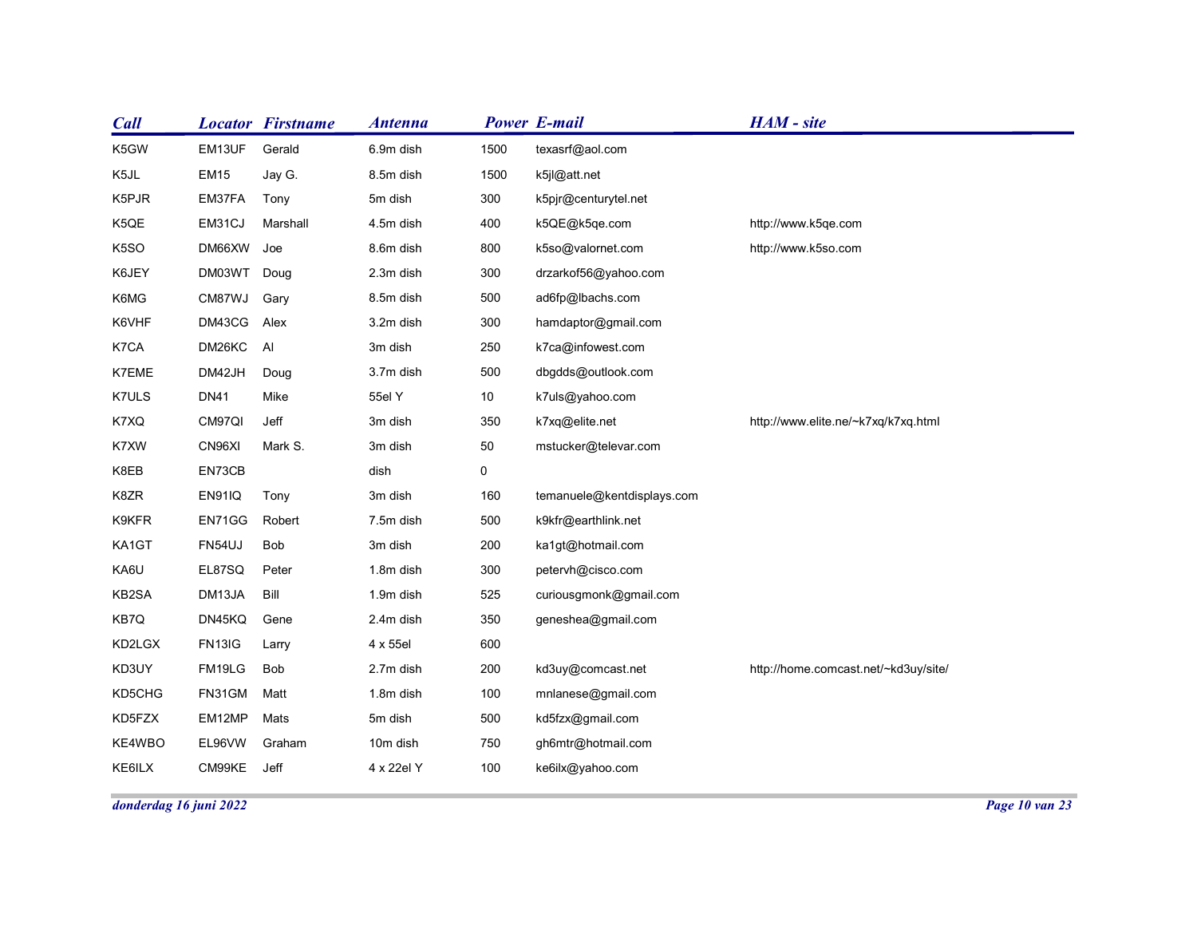| Call | Locator | Firstname | Antenna | Power | E-mail | HAM - site |
|---|---|---|---|---|---|---|
| K5GW | EM13UF | Gerald | 6.9m dish | 1500 | texasrf@aol.com | |
| K5JL | EM15 | Jay G. | 8.5m dish | 1500 | k5jl@att.net | |
| K5PJR | EM37FA | Tony | 5m dish | 300 | k5pjr@centurytel.net | |
| K5QE | EM31CJ | Marshall | 4.5m dish | 400 | k5QE@k5qe.com | http://www.k5qe.com |
| K5SO | DM66XW | Joe | 8.6m dish | 800 | k5so@valornet.com | http://www.k5so.com |
| K6JEY | DM03WT | Doug | 2.3m dish | 300 | drzarkof56@yahoo.com | |
| K6MG | CM87WJ | Gary | 8.5m dish | 500 | ad6fp@lbachs.com | |
| K6VHF | DM43CG | Alex | 3.2m dish | 300 | hamdaptor@gmail.com | |
| K7CA | DM26KC | Al | 3m dish | 250 | k7ca@infowest.com | |
| K7EME | DM42JH | Doug | 3.7m dish | 500 | dbgdds@outlook.com | |
| K7ULS | DN41 | Mike | 55el Y | 10 | k7uls@yahoo.com | |
| K7XQ | CM97QI | Jeff | 3m dish | 350 | k7xq@elite.net | http://www.elite.ne/~k7xq/k7xq.html |
| K7XW | CN96XI | Mark S. | 3m dish | 50 | mstucker@televar.com | |
| K8EB | EN73CB | | dish | 0 | | |
| K8ZR | EN91IQ | Tony | 3m dish | 160 | temanuele@kentdisplays.com | |
| K9KFR | EN71GG | Robert | 7.5m dish | 500 | k9kfr@earthlink.net | |
| KA1GT | FN54UJ | Bob | 3m dish | 200 | ka1gt@hotmail.com | |
| KA6U | EL87SQ | Peter | 1.8m dish | 300 | petervh@cisco.com | |
| KB2SA | DM13JA | Bill | 1.9m dish | 525 | curiousgmonk@gmail.com | |
| KB7Q | DN45KQ | Gene | 2.4m dish | 350 | geneshea@gmail.com | |
| KD2LGX | FN13IG | Larry | 4 x 55el | 600 | | |
| KD3UY | FM19LG | Bob | 2.7m dish | 200 | kd3uy@comcast.net | http://home.comcast.net/~kd3uy/site/ |
| KD5CHG | FN31GM | Matt | 1.8m dish | 100 | mnlanese@gmail.com | |
| KD5FZX | EM12MP | Mats | 5m dish | 500 | kd5fzx@gmail.com | |
| KE4WBO | EL96VW | Graham | 10m dish | 750 | gh6mtr@hotmail.com | |
| KE6ILX | CM99KE | Jeff | 4 x 22el Y | 100 | ke6ilx@yahoo.com | |

*donderdag 16 juni 2022*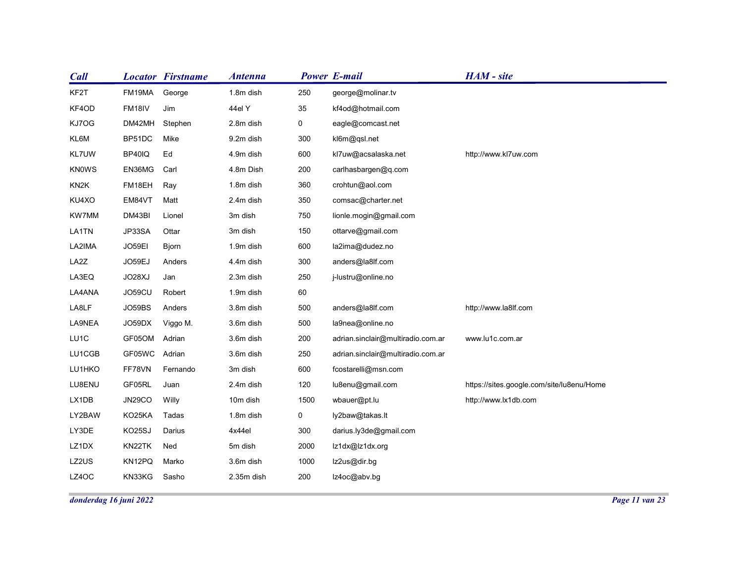| Call | Locator | Firstname | Antenna | Power | E-mail | HAM - site |
|---|---|---|---|---|---|---|
| KF2T | FM19MA | George | 1.8m dish | 250 | george@molinar.tv | |
| KF4OD | FM18IV | Jim | 44el Y | 35 | kf4od@hotmail.com | |
| KJ7OG | DM42MH | Stephen | 2.8m dish | 0 | eagle@comcast.net | |
| KL6M | BP51DC | Mike | 9.2m dish | 300 | kl6m@qsl.net | |
| KL7UW | BP40IQ | Ed | 4.9m dish | 600 | kl7uw@acsalaska.net | http://www.kl7uw.com |
| KN0WS | EN36MG | Carl | 4.8m Dish | 200 | carlhasbargen@q.com | |
| KN2K | FM18EH | Ray | 1.8m dish | 360 | crohtun@aol.com | |
| KU4XO | EM84VT | Matt | 2.4m dish | 350 | comsac@charter.net | |
| KW7MM | DM43BI | Lionel | 3m dish | 750 | lionle.mogin@gmail.com | |
| LA1TN | JP33SA | Ottar | 3m dish | 150 | ottarve@gmail.com | |
| LA2IMA | JO59EI | Bjorn | 1.9m dish | 600 | la2ima@dudez.no | |
| LA2Z | JO59EJ | Anders | 4.4m dish | 300 | anders@la8lf.com | |
| LA3EQ | JO28XJ | Jan | 2.3m dish | 250 | j-lustru@online.no | |
| LA4ANA | JO59CU | Robert | 1.9m dish | 60 | | |
| LA8LF | JO59BS | Anders | 3.8m dish | 500 | anders@la8lf.com | http://www.la8lf.com |
| LA9NEA | JO59DX | Viggo M. | 3.6m dish | 500 | la9nea@online.no | |
| LU1C | GF05OM | Adrian | 3.6m dish | 200 | adrian.sinclair@multiradio.com.ar | www.lu1c.com.ar |
| LU1CGB | GF05WC | Adrian | 3.6m dish | 250 | adrian.sinclair@multiradio.com.ar | |
| LU1HKO | FF78VN | Fernando | 3m dish | 600 | fcostarelli@msn.com | |
| LU8ENU | GF05RL | Juan | 2.4m dish | 120 | lu8enu@gmail.com | https://sites.google.com/site/lu8enu/Home |
| LX1DB | JN29CO | Willy | 10m dish | 1500 | wbauer@pt.lu | http://www.lx1db.com |
| LY2BAW | KO25KA | Tadas | 1.8m dish | 0 | ly2baw@takas.lt | |
| LY3DE | KO25SJ | Darius | 4x44el | 300 | darius.ly3de@gmail.com | |
| LZ1DX | KN22TK | Ned | 5m dish | 2000 | lz1dx@lz1dx.org | |
| LZ2US | KN12PQ | Marko | 3.6m dish | 1000 | lz2us@dir.bg | |
| LZ4OC | KN33KG | Sasho | 2.35m dish | 200 | lz4oc@abv.bg | |

*donderdag 16 juni 2022*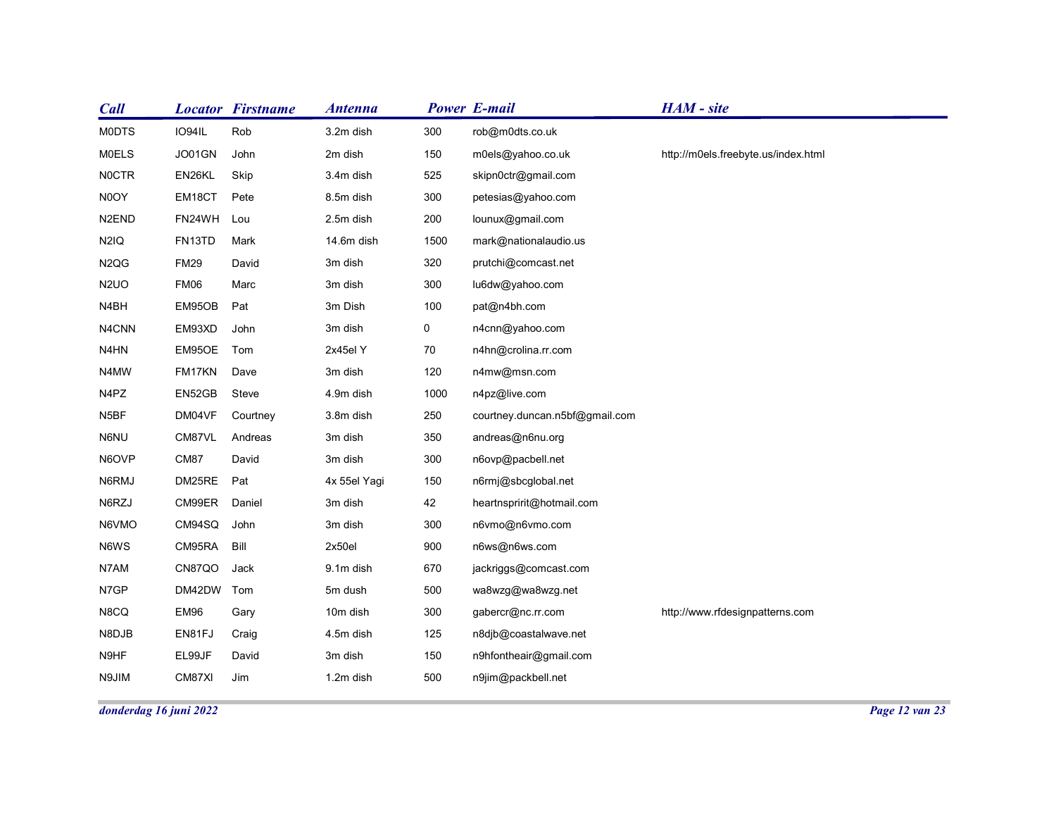| Call | Locator | Firstname | Antenna | Power | E-mail | HAM - site |
|---|---|---|---|---|---|---|
| M0DTS | IO94IL | Rob | 3.2m dish | 300 | rob@m0dts.co.uk | |
| M0ELS | JO01GN | John | 2m dish | 150 | m0els@yahoo.co.uk | http://m0els.freebyte.us/index.html |
| N0CTR | EN26KL | Skip | 3.4m dish | 525 | skipn0ctr@gmail.com | |
| N0OY | EM18CT | Pete | 8.5m dish | 300 | petesias@yahoo.com | |
| N2END | FN24WH | Lou | 2.5m dish | 200 | lounux@gmail.com | |
| N2IQ | FN13TD | Mark | 14.6m dish | 1500 | mark@nationalaudio.us | |
| N2QG | FM29 | David | 3m dish | 320 | prutchi@comcast.net | |
| N2UO | FM06 | Marc | 3m dish | 300 | lu6dw@yahoo.com | |
| N4BH | EM95OB | Pat | 3m Dish | 100 | pat@n4bh.com | |
| N4CNN | EM93XD | John | 3m dish | 0 | n4cnn@yahoo.com | |
| N4HN | EM95OE | Tom | 2x45el Y | 70 | n4hn@crolina.rr.com | |
| N4MW | FM17KN | Dave | 3m dish | 120 | n4mw@msn.com | |
| N4PZ | EN52GB | Steve | 4.9m dish | 1000 | n4pz@live.com | |
| N5BF | DM04VF | Courtney | 3.8m dish | 250 | courtney.duncan.n5bf@gmail.com | |
| N6NU | CM87VL | Andreas | 3m dish | 350 | andreas@n6nu.org | |
| N6OVP | CM87 | David | 3m dish | 300 | n6ovp@pacbell.net | |
| N6RMJ | DM25RE | Pat | 4x 55el Yagi | 150 | n6rmj@sbcglobal.net | |
| N6RZJ | CM99ER | Daniel | 3m dish | 42 | heartnspririt@hotmail.com | |
| N6VMO | CM94SQ | John | 3m dish | 300 | n6vmo@n6vmo.com | |
| N6WS | CM95RA | Bill | 2x50el | 900 | n6ws@n6ws.com | |
| N7AM | CN87QO | Jack | 9.1m dish | 670 | jackriggs@comcast.com | |
| N7GP | DM42DW | Tom | 5m dush | 500 | wa8wzg@wa8wzg.net | |
| N8CQ | EM96 | Gary | 10m dish | 300 | gabercr@nc.rr.com | http://www.rfdesignpatterns.com |
| N8DJB | EN81FJ | Craig | 4.5m dish | 125 | n8djb@coastalwave.net | |
| N9HF | EL99JF | David | 3m dish | 150 | n9hfontheair@gmail.com | |
| N9JIM | CM87XI | Jim | 1.2m dish | 500 | n9jim@packbell.net | |

*donderdag 16 juni 2022*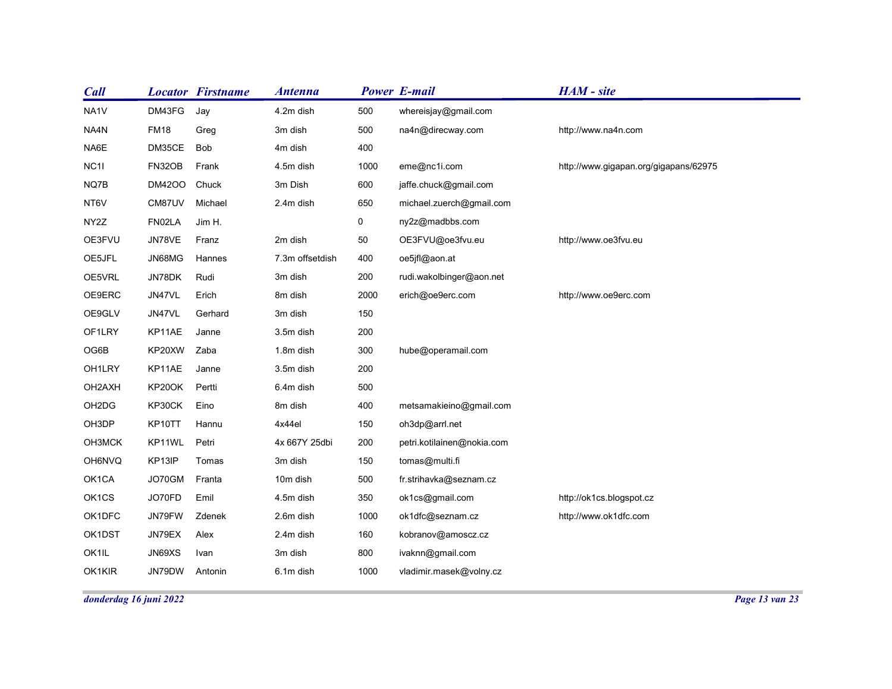| Call | Locator | Firstname | Antenna | Power | E-mail | HAM - site |
|---|---|---|---|---|---|---|
| NA1V | DM43FG | Jay | 4.2m dish | 500 | whereisjay@gmail.com | |
| NA4N | FM18 | Greg | 3m dish | 500 | na4n@direcway.com | http://www.na4n.com |
| NA6E | DM35CE | Bob | 4m dish | 400 | | |
| NC1I | FN32OB | Frank | 4.5m dish | 1000 | eme@nc1i.com | http://www.gigapan.org/gigapans/62975 |
| NQ7B | DM42OO | Chuck | 3m Dish | 600 | jaffe.chuck@gmail.com | |
| NT6V | CM87UV | Michael | 2.4m dish | 650 | michael.zuerch@gmail.com | |
| NY2Z | FN02LA | Jim H. | | 0 | ny2z@madbbs.com | |
| OE3FVU | JN78VE | Franz | 2m dish | 50 | OE3FVU@oe3fvu.eu | http://www.oe3fvu.eu |
| OE5JFL | JN68MG | Hannes | 7.3m offsetdish | 400 | oe5jfl@aon.at | |
| OE5VRL | JN78DK | Rudi | 3m dish | 200 | rudi.wakolbinger@aon.net | |
| OE9ERC | JN47VL | Erich | 8m dish | 2000 | erich@oe9erc.com | http://www.oe9erc.com |
| OE9GLV | JN47VL | Gerhard | 3m dish | 150 | | |
| OF1LRY | KP11AE | Janne | 3.5m dish | 200 | | |
| OG6B | KP20XW | Zaba | 1.8m dish | 300 | hube@operamail.com | |
| OH1LRY | KP11AE | Janne | 3.5m dish | 200 | | |
| OH2AXH | KP20OK | Pertti | 6.4m dish | 500 | | |
| OH2DG | KP30CK | Eino | 8m dish | 400 | metsamakieino@gmail.com | |
| OH3DP | KP10TT | Hannu | 4x44el | 150 | oh3dp@arrl.net | |
| OH3MCK | KP11WL | Petri | 4x 667Y 25dbi | 200 | petri.kotilainen@nokia.com | |
| OH6NVQ | KP13IP | Tomas | 3m dish | 150 | tomas@multi.fi | |
| OK1CA | JO70GM | Franta | 10m dish | 500 | fr.strihavka@seznam.cz | |
| OK1CS | JO70FD | Emil | 4.5m dish | 350 | ok1cs@gmail.com | http://ok1cs.blogspot.cz |
| OK1DFC | JN79FW | Zdenek | 2.6m dish | 1000 | ok1dfc@seznam.cz | http://www.ok1dfc.com |
| OK1DST | JN79EX | Alex | 2.4m dish | 160 | kobranov@amoscz.cz | |
| OK1IL | JN69XS | Ivan | 3m dish | 800 | ivaknn@gmail.com | |
| OK1KIR | JN79DW | Antonin | 6.1m dish | 1000 | vladimir.masek@volny.cz | |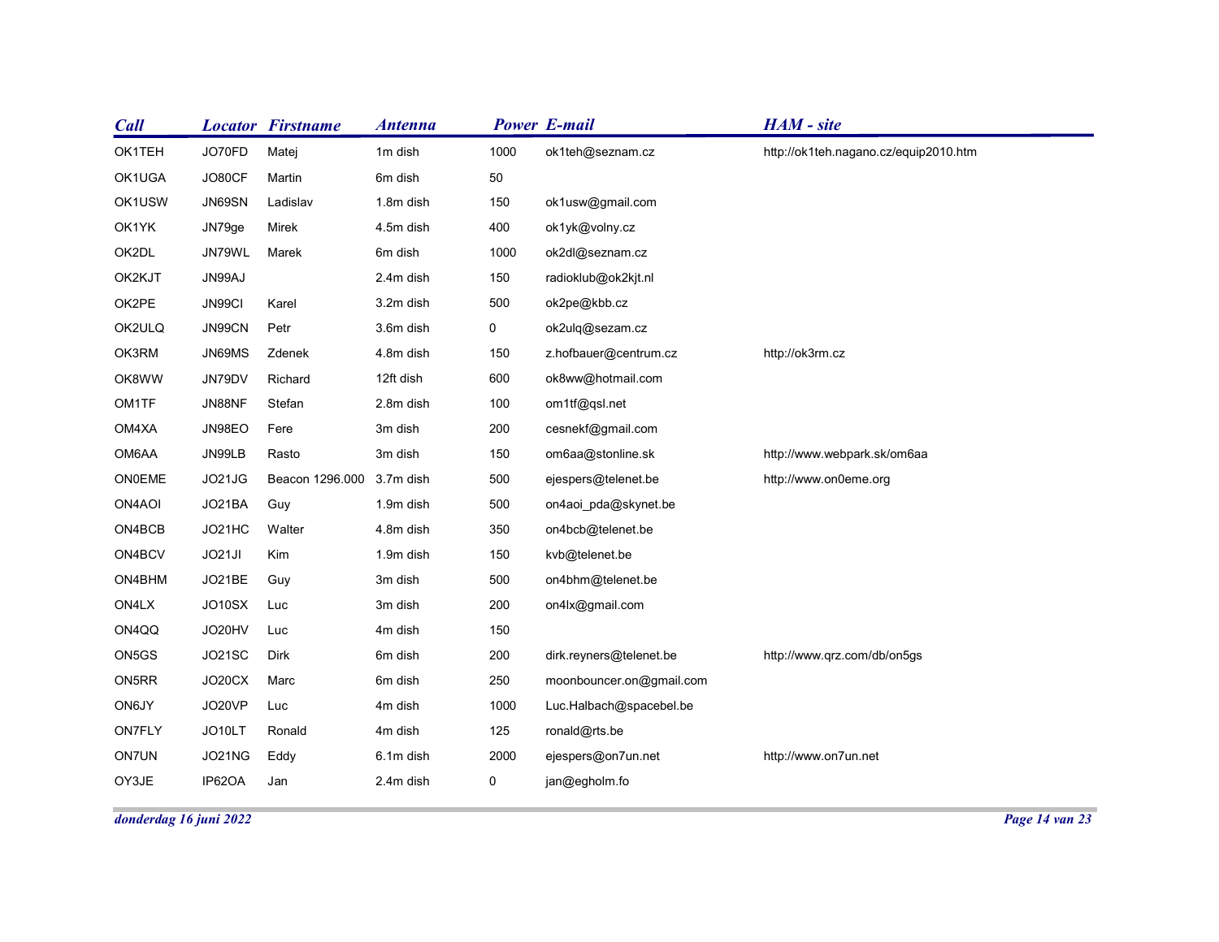| Call | Locator | Firstname | Antenna | Power | E-mail | HAM - site |
|---|---|---|---|---|---|---|
| OK1TEH | JO70FD | Matej | 1m dish | 1000 | ok1teh@seznam.cz | http://ok1teh.nagano.cz/equip2010.htm |
| OK1UGA | JO80CF | Martin | 6m dish | 50 | | |
| OK1USW | JN69SN | Ladislav | 1.8m dish | 150 | ok1usw@gmail.com | |
| OK1YK | JN79ge | Mirek | 4.5m dish | 400 | ok1yk@volny.cz | |
| OK2DL | JN79WL | Marek | 6m dish | 1000 | ok2dl@seznam.cz | |
| OK2KJT | JN99AJ | | 2.4m dish | 150 | radioklub@ok2kjt.nl | |
| OK2PE | JN99CI | Karel | 3.2m dish | 500 | ok2pe@kbb.cz | |
| OK2ULQ | JN99CN | Petr | 3.6m dish | 0 | ok2ulq@sezam.cz | |
| OK3RM | JN69MS | Zdenek | 4.8m dish | 150 | z.hofbauer@centrum.cz | http://ok3rm.cz |
| OK8WW | JN79DV | Richard | 12ft dish | 600 | ok8ww@hotmail.com | |
| OM1TF | JN88NF | Stefan | 2.8m dish | 100 | om1tf@qsl.net | |
| OM4XA | JN98EO | Fere | 3m dish | 200 | cesnekf@gmail.com | |
| OM6AA | JN99LB | Rasto | 3m dish | 150 | om6aa@stonline.sk | http://www.webpark.sk/om6aa |
| ON0EME | JO21JG | Beacon 1296.000 | 3.7m dish | 500 | ejespers@telenet.be | http://www.on0eme.org |
| ON4AOI | JO21BA | Guy | 1.9m dish | 500 | on4aoi_pda@skynet.be | |
| ON4BCB | JO21HC | Walter | 4.8m dish | 350 | on4bcb@telenet.be | |
| ON4BCV | JO21JI | Kim | 1.9m dish | 150 | kvb@telenet.be | |
| ON4BHM | JO21BE | Guy | 3m dish | 500 | on4bhm@telenet.be | |
| ON4LX | JO10SX | Luc | 3m dish | 200 | on4lx@gmail.com | |
| ON4QQ | JO20HV | Luc | 4m dish | 150 | | |
| ON5GS | JO21SC | Dirk | 6m dish | 200 | dirk.reyners@telenet.be | http://www.qrz.com/db/on5gs |
| ON5RR | JO20CX | Marc | 6m dish | 250 | moonbouncer.on@gmail.com | |
| ON6JY | JO20VP | Luc | 4m dish | 1000 | Luc.Halbach@spacebel.be | |
| ON7FLY | JO10LT | Ronald | 4m dish | 125 | ronald@rts.be | |
| ON7UN | JO21NG | Eddy | 6.1m dish | 2000 | ejespers@on7un.net | http://www.on7un.net |
| OY3JE | IP62OA | Jan | 2.4m dish | 0 | jan@egholm.fo | |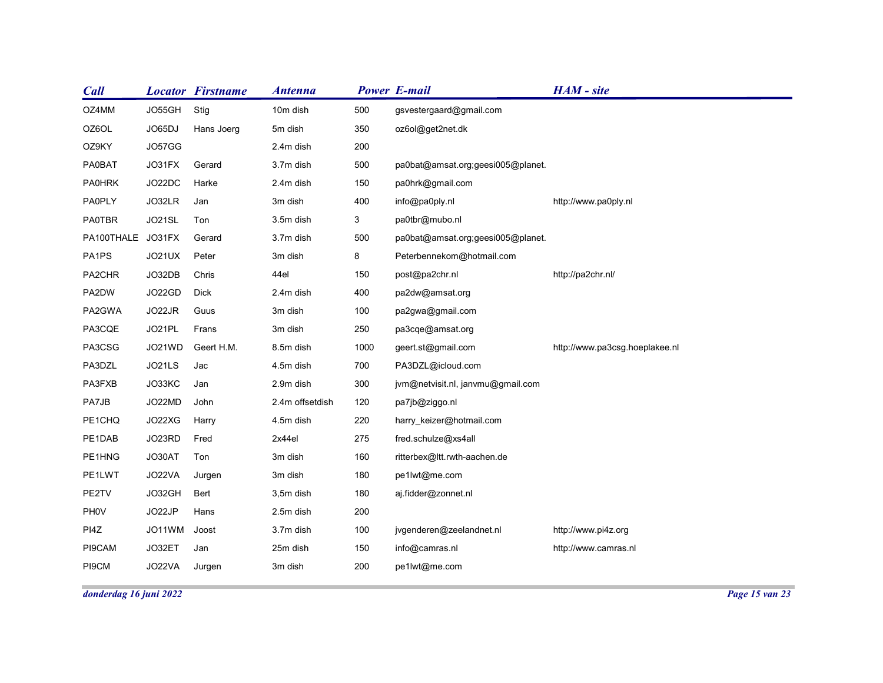| Call | Locator | Firstname | Antenna | Power | E-mail | HAM - site |
|---|---|---|---|---|---|---|
| OZ4MM | JO55GH | Stig | 10m dish | 500 | gsvestergaard@gmail.com | |
| OZ6OL | JO65DJ | Hans Joerg | 5m dish | 350 | oz6ol@get2net.dk | |
| OZ9KY | JO57GG | | 2.4m dish | 200 | | |
| PA0BAT | JO31FX | Gerard | 3.7m dish | 500 | pa0bat@amsat.org;geesi005@planet. | |
| PA0HRK | JO22DC | Harke | 2.4m dish | 150 | pa0hrk@gmail.com | |
| PA0PLY | JO32LR | Jan | 3m dish | 400 | info@pa0ply.nl | http://www.pa0ply.nl |
| PA0TBR | JO21SL | Ton | 3.5m dish | 3 | pa0tbr@mubo.nl | |
| PA100THALE | JO31FX | Gerard | 3.7m dish | 500 | pa0bat@amsat.org;geesi005@planet. | |
| PA1PS | JO21UX | Peter | 3m dish | 8 | Peterbennekom@hotmail.com | |
| PA2CHR | JO32DB | Chris | 44el | 150 | post@pa2chr.nl | http://pa2chr.nl/ |
| PA2DW | JO22GD | Dick | 2.4m dish | 400 | pa2dw@amsat.org | |
| PA2GWA | JO22JR | Guus | 3m dish | 100 | pa2gwa@gmail.com | |
| PA3CQE | JO21PL | Frans | 3m dish | 250 | pa3cqe@amsat.org | |
| PA3CSG | JO21WD | Geert H.M. | 8.5m dish | 1000 | geert.st@gmail.com | http://www.pa3csg.hoeplakee.nl |
| PA3DZL | JO21LS | Jac | 4.5m dish | 700 | PA3DZL@icloud.com | |
| PA3FXB | JO33KC | Jan | 2.9m dish | 300 | jvm@netvisit.nl, janvmu@gmail.com | |
| PA7JB | JO22MD | John | 2.4m offsetdish | 120 | pa7jb@ziggo.nl | |
| PE1CHQ | JO22XG | Harry | 4.5m dish | 220 | harry_keizer@hotmail.com | |
| PE1DAB | JO23RD | Fred | 2x44el | 275 | fred.schulze@xs4all | |
| PE1HNG | JO30AT | Ton | 3m dish | 160 | ritterbex@ltt.rwth-aachen.de | |
| PE1LWT | JO22VA | Jurgen | 3m dish | 180 | pe1lwt@me.com | |
| PE2TV | JO32GH | Bert | 3,5m dish | 180 | aj.fidder@zonnet.nl | |
| PH0V | JO22JP | Hans | 2.5m dish | 200 | | |
| PI4Z | JO11WM | Joost | 3.7m dish | 100 | jvgenderen@zeelandnet.nl | http://www.pi4z.org |
| PI9CAM | JO32ET | Jan | 25m dish | 150 | info@camras.nl | http://www.camras.nl |
| PI9CM | JO22VA | Jurgen | 3m dish | 200 | pe1lwt@me.com | |

*donderdag 16 juni 2022*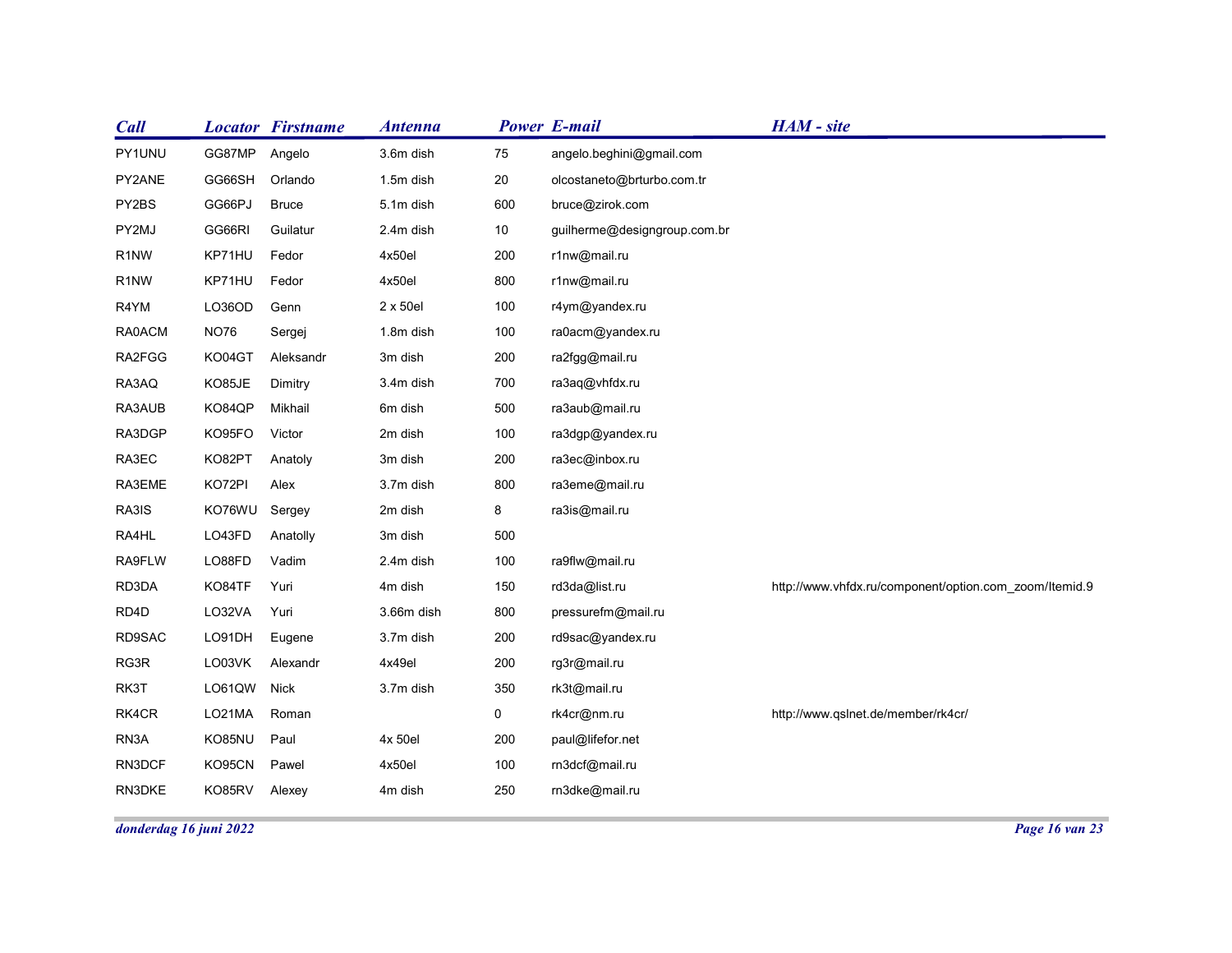| Call | Locator | Firstname | Antenna | Power | E-mail | HAM - site |
|---|---|---|---|---|---|---|
| PY1UNU | GG87MP | Angelo | 3.6m dish | 75 | angelo.beghini@gmail.com | |
| PY2ANE | GG66SH | Orlando | 1.5m dish | 20 | olcostaneto@brturbo.com.tr | |
| PY2BS | GG66PJ | Bruce | 5.1m dish | 600 | bruce@zirok.com | |
| PY2MJ | GG66RI | Guilatur | 2.4m dish | 10 | guilherme@designgroup.com.br | |
| R1NW | KP71HU | Fedor | 4x50el | 200 | r1nw@mail.ru | |
| R1NW | KP71HU | Fedor | 4x50el | 800 | r1nw@mail.ru | |
| R4YM | LO36OD | Genn | 2 x 50el | 100 | r4ym@yandex.ru | |
| RA0ACM | NO76 | Sergej | 1.8m dish | 100 | ra0acm@yandex.ru | |
| RA2FGG | KO04GT | Aleksandr | 3m dish | 200 | ra2fgg@mail.ru | |
| RA3AQ | KO85JE | Dimitry | 3.4m dish | 700 | ra3aq@vhfdx.ru | |
| RA3AUB | KO84QP | Mikhail | 6m dish | 500 | ra3aub@mail.ru | |
| RA3DGP | KO95FO | Victor | 2m dish | 100 | ra3dgp@yandex.ru | |
| RA3EC | KO82PT | Anatoly | 3m dish | 200 | ra3ec@inbox.ru | |
| RA3EME | KO72PI | Alex | 3.7m dish | 800 | ra3eme@mail.ru | |
| RA3IS | KO76WU | Sergey | 2m dish | 8 | ra3is@mail.ru | |
| RA4HL | LO43FD | Anatolly | 3m dish | 500 | | |
| RA9FLW | LO88FD | Vadim | 2.4m dish | 100 | ra9flw@mail.ru | |
| RD3DA | KO84TF | Yuri | 4m dish | 150 | rd3da@list.ru | http://www.vhfdx.ru/component/option.com_zoom/Itemid.9 |
| RD4D | LO32VA | Yuri | 3.66m dish | 800 | pressurefm@mail.ru | |
| RD9SAC | LO91DH | Eugene | 3.7m dish | 200 | rd9sac@yandex.ru | |
| RG3R | LO03VK | Alexandr | 4x49el | 200 | rg3r@mail.ru | |
| RK3T | LO61QW | Nick | 3.7m dish | 350 | rk3t@mail.ru | |
| RK4CR | LO21MA | Roman | | 0 | rk4cr@nm.ru | http://www.qslnet.de/member/rk4cr/ |
| RN3A | KO85NU | Paul | 4x 50el | 200 | paul@lifefor.net | |
| RN3DCF | KO95CN | Pawel | 4x50el | 100 | rn3dcf@mail.ru | |
| RN3DKE | KO85RV | Alexey | 4m dish | 250 | rn3dke@mail.ru | |

*donderdag 16 juni 2022*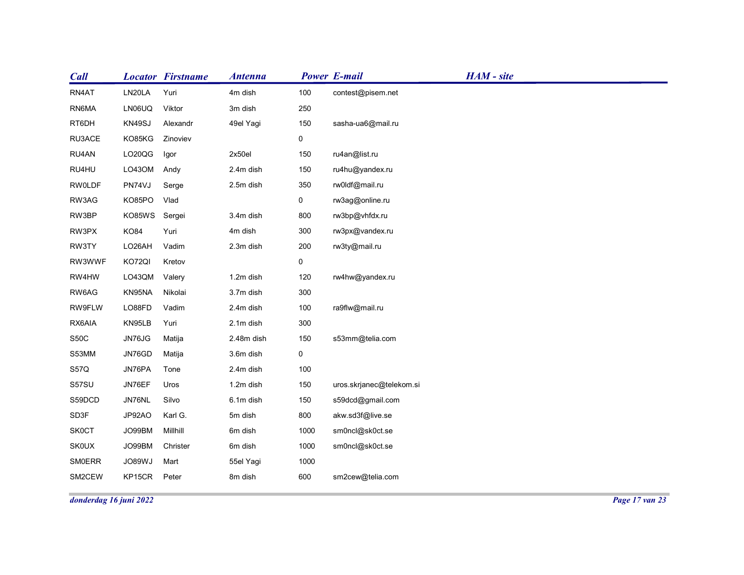| Call | Locator | Firstname | Antenna | Power | E-mail | HAM - site |
|---|---|---|---|---|---|---|
| RN4AT | LN20LA | Yuri | 4m dish | 100 | contest@pisem.net | |
| RN6MA | LN06UQ | Viktor | 3m dish | 250 | | |
| RT6DH | KN49SJ | Alexandr | 49el Yagi | 150 | sasha-ua6@mail.ru | |
| RU3ACE | KO85KG | Zinoviev | | 0 | | |
| RU4AN | LO20QG | Igor | 2x50el | 150 | ru4an@list.ru | |
| RU4HU | LO43OM | Andy | 2.4m dish | 150 | ru4hu@yandex.ru | |
| RW0LDF | PN74VJ | Serge | 2.5m dish | 350 | rw0ldf@mail.ru | |
| RW3AG | KO85PO | Vlad | | 0 | rw3ag@online.ru | |
| RW3BP | KO85WS | Sergei | 3.4m dish | 800 | rw3bp@vhfdx.ru | |
| RW3PX | KO84 | Yuri | 4m dish | 300 | rw3px@vandex.ru | |
| RW3TY | LO26AH | Vadim | 2.3m dish | 200 | rw3ty@mail.ru | |
| RW3WWF | KO72QI | Kretov | | 0 | | |
| RW4HW | LO43QM | Valery | 1.2m dish | 120 | rw4hw@yandex.ru | |
| RW6AG | KN95NA | Nikolai | 3.7m dish | 300 | | |
| RW9FLW | LO88FD | Vadim | 2.4m dish | 100 | ra9flw@mail.ru | |
| RX6AIA | KN95LB | Yuri | 2.1m dish | 300 | | |
| S50C | JN76JG | Matija | 2.48m dish | 150 | s53mm@telia.com | |
| S53MM | JN76GD | Matija | 3.6m dish | 0 | | |
| S57Q | JN76PA | Tone | 2.4m dish | 100 | | |
| S57SU | JN76EF | Uros | 1.2m dish | 150 | uros.skrjanec@telekom.si | |
| S59DCD | JN76NL | Silvo | 6.1m dish | 150 | s59dcd@gmail.com | |
| SD3F | JP92AO | Karl G. | 5m dish | 800 | akw.sd3f@live.se | |
| SK0CT | JO99BM | Millhill | 6m dish | 1000 | sm0ncl@sk0ct.se | |
| SK0UX | JO99BM | Christer | 6m dish | 1000 | sm0ncl@sk0ct.se | |
| SM0ERR | JO89WJ | Mart | 55el Yagi | 1000 | | |
| SM2CEW | KP15CR | Peter | 8m dish | 600 | sm2cew@telia.com | |

*donderdag 16 juni 2022*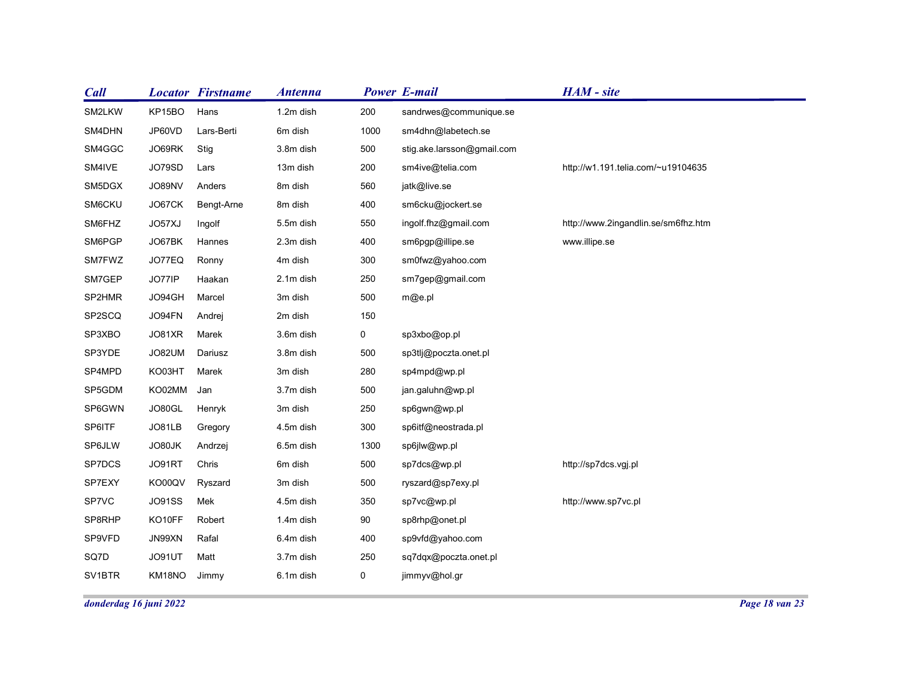| Call | Locator | Firstname | Antenna | Power | E-mail | HAM - site |
|---|---|---|---|---|---|---|
| SM2LKW | KP15BO | Hans | 1.2m dish | 200 | sandrwes@communique.se | |
| SM4DHN | JP60VD | Lars-Berti | 6m dish | 1000 | sm4dhn@labetech.se | |
| SM4GGC | JO69RK | Stig | 3.8m dish | 500 | stig.ake.larsson@gmail.com | |
| SM4IVE | JO79SD | Lars | 13m dish | 200 | sm4ive@telia.com | http://w1.191.telia.com/~u19104635 |
| SM5DGX | JO89NV | Anders | 8m dish | 560 | jatk@live.se | |
| SM6CKU | JO67CK | Bengt-Arne | 8m dish | 400 | sm6cku@jockert.se | |
| SM6FHZ | JO57XJ | Ingolf | 5.5m dish | 550 | ingolf.fhz@gmail.com | http://www.2ingandlin.se/sm6fhz.htm |
| SM6PGP | JO67BK | Hannes | 2.3m dish | 400 | sm6pgp@illipe.se | www.illipe.se |
| SM7FWZ | JO77EQ | Ronny | 4m dish | 300 | sm0fwz@yahoo.com | |
| SM7GEP | JO77IP | Haakan | 2.1m dish | 250 | sm7gep@gmail.com | |
| SP2HMR | JO94GH | Marcel | 3m dish | 500 | m@e.pl | |
| SP2SCQ | JO94FN | Andrej | 2m dish | 150 | | |
| SP3XBO | JO81XR | Marek | 3.6m dish | 0 | sp3xbo@op.pl | |
| SP3YDE | JO82UM | Dariusz | 3.8m dish | 500 | sp3tlj@poczta.onet.pl | |
| SP4MPD | KO03HT | Marek | 3m dish | 280 | sp4mpd@wp.pl | |
| SP5GDM | KO02MM | Jan | 3.7m dish | 500 | jan.galuhn@wp.pl | |
| SP6GWN | JO80GL | Henryk | 3m dish | 250 | sp6gwn@wp.pl | |
| SP6ITF | JO81LB | Gregory | 4.5m dish | 300 | sp6itf@neostrada.pl | |
| SP6JLW | JO80JK | Andrzej | 6.5m dish | 1300 | sp6jlw@wp.pl | |
| SP7DCS | JO91RT | Chris | 6m dish | 500 | sp7dcs@wp.pl | http://sp7dcs.vgj.pl |
| SP7EXY | KO00QV | Ryszard | 3m dish | 500 | ryszard@sp7exy.pl | |
| SP7VC | JO91SS | Mek | 4.5m dish | 350 | sp7vc@wp.pl | http://www.sp7vc.pl |
| SP8RHP | KO10FF | Robert | 1.4m dish | 90 | sp8rhp@onet.pl | |
| SP9VFD | JN99XN | Rafal | 6.4m dish | 400 | sp9vfd@yahoo.com | |
| SQ7D | JO91UT | Matt | 3.7m dish | 250 | sq7dqx@poczta.onet.pl | |
| SV1BTR | KM18NO | Jimmy | 6.1m dish | 0 | jimmyv@hol.gr | |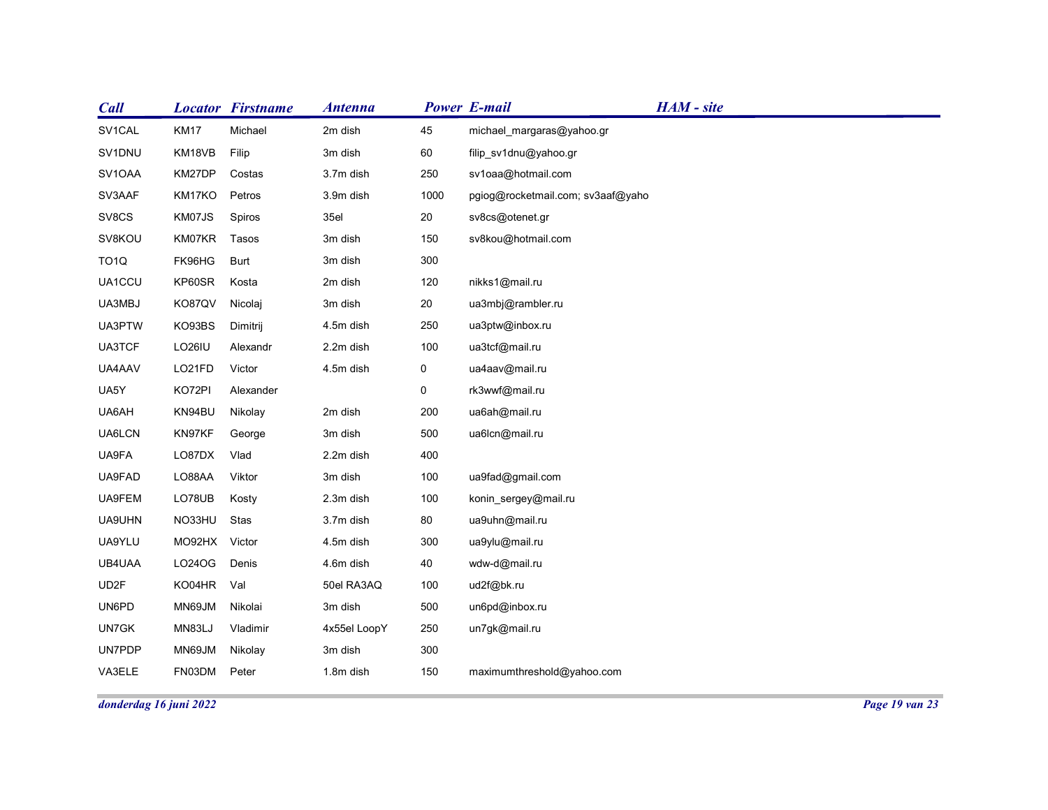| Call | Locator | Firstname | Antenna | Power | E-mail | HAM - site |
|---|---|---|---|---|---|---|
| SV1CAL | KM17 | Michael | 2m dish | 45 | michael_margaras@yahoo.gr | |
| SV1DNU | KM18VB | Filip | 3m dish | 60 | filip_sv1dnu@yahoo.gr | |
| SV1OAA | KM27DP | Costas | 3.7m dish | 250 | sv1oaa@hotmail.com | |
| SV3AAF | KM17KO | Petros | 3.9m dish | 1000 | pgiog@rocketmail.com; sv3aaf@yaho | |
| SV8CS | KM07JS | Spiros | 35el | 20 | sv8cs@otenet.gr | |
| SV8KOU | KM07KR | Tasos | 3m dish | 150 | sv8kou@hotmail.com | |
| TO1Q | FK96HG | Burt | 3m dish | 300 | | |
| UA1CCU | KP60SR | Kosta | 2m dish | 120 | nikks1@mail.ru | |
| UA3MBJ | KO87QV | Nicolaj | 3m dish | 20 | ua3mbj@rambler.ru | |
| UA3PTW | KO93BS | Dimitrij | 4.5m dish | 250 | ua3ptw@inbox.ru | |
| UA3TCF | LO26IU | Alexandr | 2.2m dish | 100 | ua3tcf@mail.ru | |
| UA4AAV | LO21FD | Victor | 4.5m dish | 0 | ua4aav@mail.ru | |
| UA5Y | KO72PI | Alexander | | 0 | rk3wwf@mail.ru | |
| UA6AH | KN94BU | Nikolay | 2m dish | 200 | ua6ah@mail.ru | |
| UA6LCN | KN97KF | George | 3m dish | 500 | ua6lcn@mail.ru | |
| UA9FA | LO87DX | Vlad | 2.2m dish | 400 | | |
| UA9FAD | LO88AA | Viktor | 3m dish | 100 | ua9fad@gmail.com | |
| UA9FEM | LO78UB | Kosty | 2.3m dish | 100 | konin_sergey@mail.ru | |
| UA9UHN | NO33HU | Stas | 3.7m dish | 80 | ua9uhn@mail.ru | |
| UA9YLU | MO92HX | Victor | 4.5m dish | 300 | ua9ylu@mail.ru | |
| UB4UAA | LO24OG | Denis | 4.6m dish | 40 | wdw-d@mail.ru | |
| UD2F | KO04HR | Val | 50el RA3AQ | 100 | ud2f@bk.ru | |
| UN6PD | MN69JM | Nikolai | 3m dish | 500 | un6pd@inbox.ru | |
| UN7GK | MN83LJ | Vladimir | 4x55el LoopY | 250 | un7gk@mail.ru | |
| UN7PDP | MN69JM | Nikolay | 3m dish | 300 | | |
| VA3ELE | FN03DM | Peter | 1.8m dish | 150 | maximumthreshold@yahoo.com | |

*donderdag 16 juni 2022*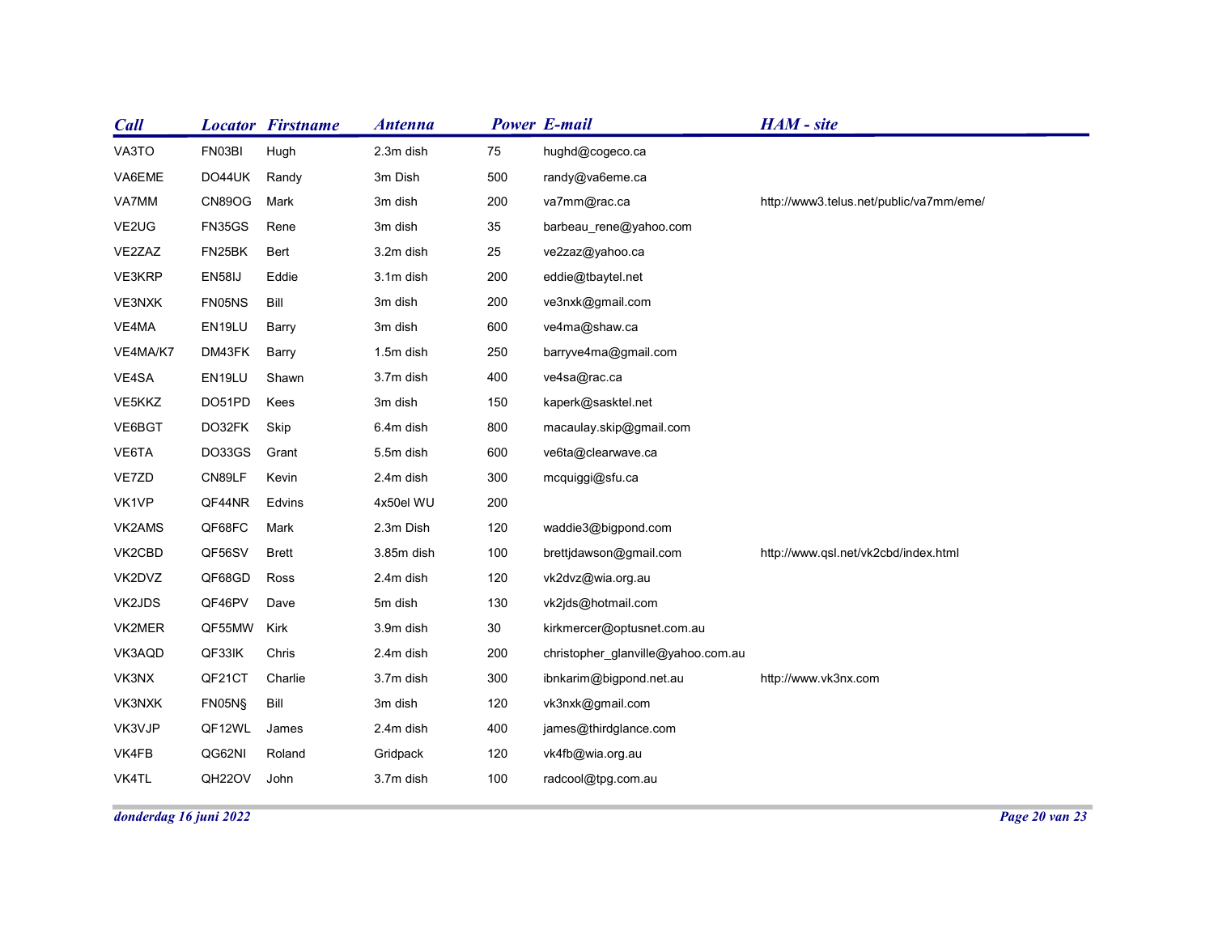| *Call* | *Locator* | *Firstname* | *Antenna* | *Power* | *E-mail* | *HAM - site* |
|---|---|---|---|---|---|---|
| VA3TO | FN03BI | Hugh | 2.3m dish | 75 | hughd@cogeco.ca | |
| VA6EME | DO44UK | Randy | 3m Dish | 500 | randy@va6eme.ca | |
| VA7MM | CN89OG | Mark | 3m dish | 200 | va7mm@rac.ca | http://www3.telus.net/public/va7mm/eme/ |
| VE2UG | FN35GS | Rene | 3m dish | 35 | barbeau_rene@yahoo.com | |
| VE2ZAZ | FN25BK | Bert | 3.2m dish | 25 | ve2zaz@yahoo.ca | |
| VE3KRP | EN58IJ | Eddie | 3.1m dish | 200 | eddie@tbaytel.net | |
| VE3NXK | FN05NS | Bill | 3m dish | 200 | ve3nxk@gmail.com | |
| VE4MA | EN19LU | Barry | 3m dish | 600 | ve4ma@shaw.ca | |
| VE4MA/K7 | DM43FK | Barry | 1.5m dish | 250 | barryve4ma@gmail.com | |
| VE4SA | EN19LU | Shawn | 3.7m dish | 400 | ve4sa@rac.ca | |
| VE5KKZ | DO51PD | Kees | 3m dish | 150 | kaperk@sasktel.net | |
| VE6BGT | DO32FK | Skip | 6.4m dish | 800 | macaulay.skip@gmail.com | |
| VE6TA | DO33GS | Grant | 5.5m dish | 600 | ve6ta@clearwave.ca | |
| VE7ZD | CN89LF | Kevin | 2.4m dish | 300 | mcquiggi@sfu.ca | |
| VK1VP | QF44NR | Edvins | 4x50el WU | 200 | | |
| VK2AMS | QF68FC | Mark | 2.3m Dish | 120 | waddie3@bigpond.com | |
| VK2CBD | QF56SV | Brett | 3.85m dish | 100 | brettjdawson@gmail.com | http://www.qsl.net/vk2cbd/index.html |
| VK2DVZ | QF68GD | Ross | 2.4m dish | 120 | vk2dvz@wia.org.au | |
| VK2JDS | QF46PV | Dave | 5m dish | 130 | vk2jds@hotmail.com | |
| VK2MER | QF55MW | Kirk | 3.9m dish | 30 | kirkmercer@optusnet.com.au | |
| VK3AQD | QF33IK | Chris | 2.4m dish | 200 | christopher_glanville@yahoo.com.au | |
| VK3NX | QF21CT | Charlie | 3.7m dish | 300 | ibnkarim@bigpond.net.au | http://www.vk3nx.com |
| VK3NXK | FN05N§ | Bill | 3m dish | 120 | vk3nxk@gmail.com | |
| VK3VJP | QF12WL | James | 2.4m dish | 400 | james@thirdglance.com | |
| VK4FB | QG62NI | Roland | Gridpack | 120 | vk4fb@wia.org.au | |
| VK4TL | QH22OV | John | 3.7m dish | 100 | radcool@tpg.com.au | |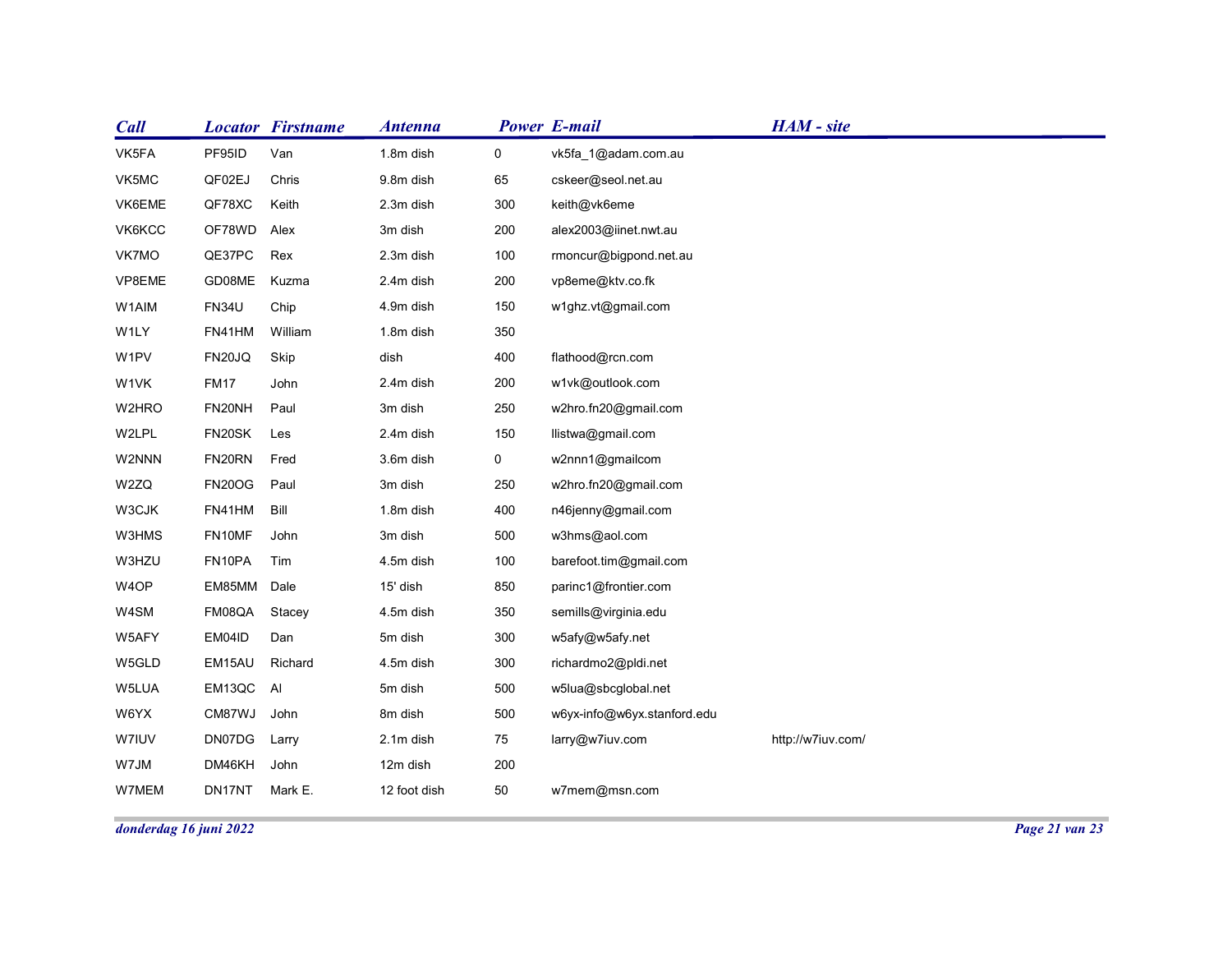| Call | Locator | Firstname | Antenna | Power | E-mail | HAM - site |
|---|---|---|---|---|---|---|
| VK5FA | PF95ID | Van | 1.8m dish | 0 | vk5fa_1@adam.com.au | |
| VK5MC | QF02EJ | Chris | 9.8m dish | 65 | cskeer@seol.net.au | |
| VK6EME | QF78XC | Keith | 2.3m dish | 300 | keith@vk6eme | |
| VK6KCC | OF78WD | Alex | 3m dish | 200 | alex2003@iinet.nwt.au | |
| VK7MO | QE37PC | Rex | 2.3m dish | 100 | rmoncur@bigpond.net.au | |
| VP8EME | GD08ME | Kuzma | 2.4m dish | 200 | vp8eme@ktv.co.fk | |
| W1AIM | FN34U | Chip | 4.9m dish | 150 | w1ghz.vt@gmail.com | |
| W1LY | FN41HM | William | 1.8m dish | 350 | | |
| W1PV | FN20JQ | Skip | dish | 400 | flathood@rcn.com | |
| W1VK | FM17 | John | 2.4m dish | 200 | w1vk@outlook.com | |
| W2HRO | FN20NH | Paul | 3m dish | 250 | w2hro.fn20@gmail.com | |
| W2LPL | FN20SK | Les | 2.4m dish | 150 | llistwa@gmail.com | |
| W2NNN | FN20RN | Fred | 3.6m dish | 0 | w2nnn1@gmailcom | |
| W2ZQ | FN20OG | Paul | 3m dish | 250 | w2hro.fn20@gmail.com | |
| W3CJK | FN41HM | Bill | 1.8m dish | 400 | n46jenny@gmail.com | |
| W3HMS | FN10MF | John | 3m dish | 500 | w3hms@aol.com | |
| W3HZU | FN10PA | Tim | 4.5m dish | 100 | barefoot.tim@gmail.com | |
| W4OP | EM85MM | Dale | 15' dish | 850 | parinc1@frontier.com | |
| W4SM | FM08QA | Stacey | 4.5m dish | 350 | semills@virginia.edu | |
| W5AFY | EM04ID | Dan | 5m dish | 300 | w5afy@w5afy.net | |
| W5GLD | EM15AU | Richard | 4.5m dish | 300 | richardmo2@pldi.net | |
| W5LUA | EM13QC | Al | 5m dish | 500 | w5lua@sbcglobal.net | |
| W6YX | CM87WJ | John | 8m dish | 500 | w6yx-info@w6yx.stanford.edu | |
| W7IUV | DN07DG | Larry | 2.1m dish | 75 | larry@w7iuv.com | http://w7iuv.com/ |
| W7JM | DM46KH | John | 12m dish | 200 | | |
| W7MEM | DN17NT | Mark E. | 12 foot dish | 50 | w7mem@msn.com | |

*donderdag 16 juni 2022*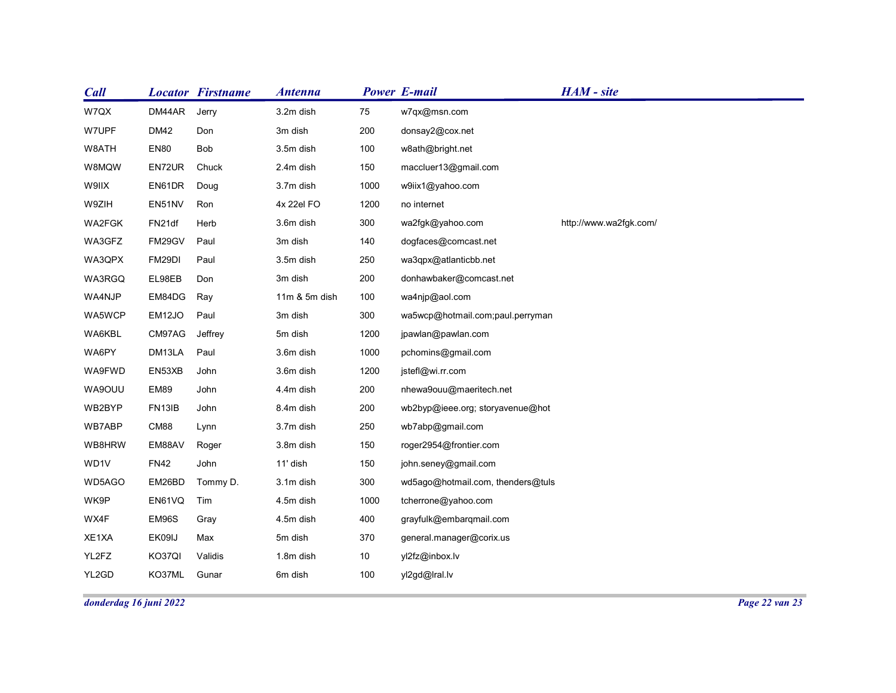| Call | Locator | Firstname | Antenna | Power | E-mail | HAM - site |
|---|---|---|---|---|---|---|
| W7QX | DM44AR | Jerry | 3.2m dish | 75 | w7qx@msn.com | |
| W7UPF | DM42 | Don | 3m dish | 200 | donsay2@cox.net | |
| W8ATH | EN80 | Bob | 3.5m dish | 100 | w8ath@bright.net | |
| W8MQW | EN72UR | Chuck | 2.4m dish | 150 | maccluer13@gmail.com | |
| W9IIX | EN61DR | Doug | 3.7m dish | 1000 | w9iix1@yahoo.com | |
| W9ZIH | EN51NV | Ron | 4x 22el FO | 1200 | no internet | |
| WA2FGK | FN21df | Herb | 3.6m dish | 300 | wa2fgk@yahoo.com | http://www.wa2fgk.com/ |
| WA3GFZ | FM29GV | Paul | 3m dish | 140 | dogfaces@comcast.net | |
| WA3QPX | FM29DI | Paul | 3.5m dish | 250 | wa3qpx@atlanticbb.net | |
| WA3RGQ | EL98EB | Don | 3m dish | 200 | donhawbaker@comcast.net | |
| WA4NJP | EM84DG | Ray | 11m & 5m dish | 100 | wa4njp@aol.com | |
| WA5WCP | EM12JO | Paul | 3m dish | 300 | wa5wcp@hotmail.com;paul.perryman | |
| WA6KBL | CM97AG | Jeffrey | 5m dish | 1200 | jpawlan@pawlan.com | |
| WA6PY | DM13LA | Paul | 3.6m dish | 1000 | pchomins@gmail.com | |
| WA9FWD | EN53XB | John | 3.6m dish | 1200 | jstefl@wi.rr.com | |
| WA9OUU | EM89 | John | 4.4m dish | 200 | nhewa9ouu@maeritech.net | |
| WB2BYP | FN13IB | John | 8.4m dish | 200 | wb2byp@ieee.org; storyavenue@hot | |
| WB7ABP | CM88 | Lynn | 3.7m dish | 250 | wb7abp@gmail.com | |
| WB8HRW | EM88AV | Roger | 3.8m dish | 150 | roger2954@frontier.com | |
| WD1V | FN42 | John | 11' dish | 150 | john.seney@gmail.com | |
| WD5AGO | EM26BD | Tommy D. | 3.1m dish | 300 | wd5ago@hotmail.com, thenders@tuls | |
| WK9P | EN61VQ | Tim | 4.5m dish | 1000 | tcherrone@yahoo.com | |
| WX4F | EM96S | Gray | 4.5m dish | 400 | grayfulk@embarqmail.com | |
| XE1XA | EK09IJ | Max | 5m dish | 370 | general.manager@corix.us | |
| YL2FZ | KO37QI | Validis | 1.8m dish | 10 | yl2fz@inbox.lv | |
| YL2GD | KO37ML | Gunar | 6m dish | 100 | yl2gd@lral.lv | |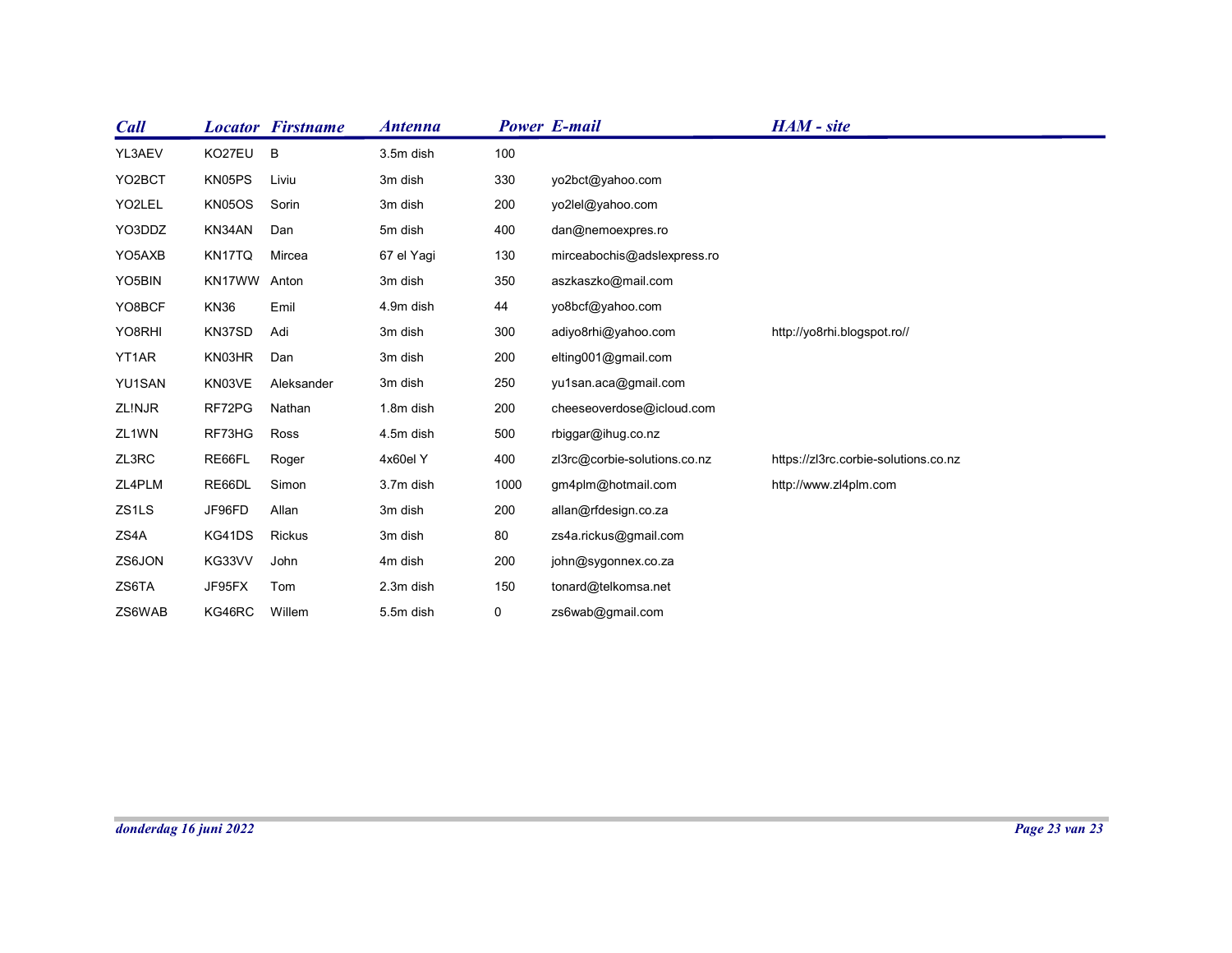| Call | Locator | Firstname | Antenna | Power | E-mail | HAM - site |
|---|---|---|---|---|---|---|
| YL3AEV | KO27EU | B | 3.5m dish | 100 | | |
| YO2BCT | KN05PS | Liviu | 3m dish | 330 | yo2bct@yahoo.com | |
| YO2LEL | KN05OS | Sorin | 3m dish | 200 | yo2lel@yahoo.com | |
| YO3DDZ | KN34AN | Dan | 5m dish | 400 | dan@nemoexpres.ro | |
| YO5AXB | KN17TQ | Mircea | 67 el Yagi | 130 | mirceabochis@adslexpress.ro | |
| YO5BIN | KN17WW | Anton | 3m dish | 350 | aszkaszko@mail.com | |
| YO8BCF | KN36 | Emil | 4.9m dish | 44 | yo8bcf@yahoo.com | |
| YO8RHI | KN37SD | Adi | 3m dish | 300 | adiyo8rhi@yahoo.com | http://yo8rhi.blogspot.ro// |
| YT1AR | KN03HR | Dan | 3m dish | 200 | elting001@gmail.com | |
| YU1SAN | KN03VE | Aleksander | 3m dish | 250 | yu1san.aca@gmail.com | |
| ZL!NJR | RF72PG | Nathan | 1.8m dish | 200 | cheeseoverdose@icloud.com | |
| ZL1WN | RF73HG | Ross | 4.5m dish | 500 | rbiggar@ihug.co.nz | |
| ZL3RC | RE66FL | Roger | 4x60el Y | 400 | zl3rc@corbie-solutions.co.nz | https://zl3rc.corbie-solutions.co.nz |
| ZL4PLM | RE66DL | Simon | 3.7m dish | 1000 | gm4plm@hotmail.com | http://www.zl4plm.com |
| ZS1LS | JF96FD | Allan | 3m dish | 200 | allan@rfdesign.co.za | |
| ZS4A | KG41DS | Rickus | 3m dish | 80 | zs4a.rickus@gmail.com | |
| ZS6JON | KG33VV | John | 4m dish | 200 | john@sygonnex.co.za | |
| ZS6TA | JF95FX | Tom | 2.3m dish | 150 | tonard@telkomsa.net | |
| ZS6WAB | KG46RC | Willem | 5.5m dish | 0 | zs6wab@gmail.com | |

*donderdag 16 juni 2022*